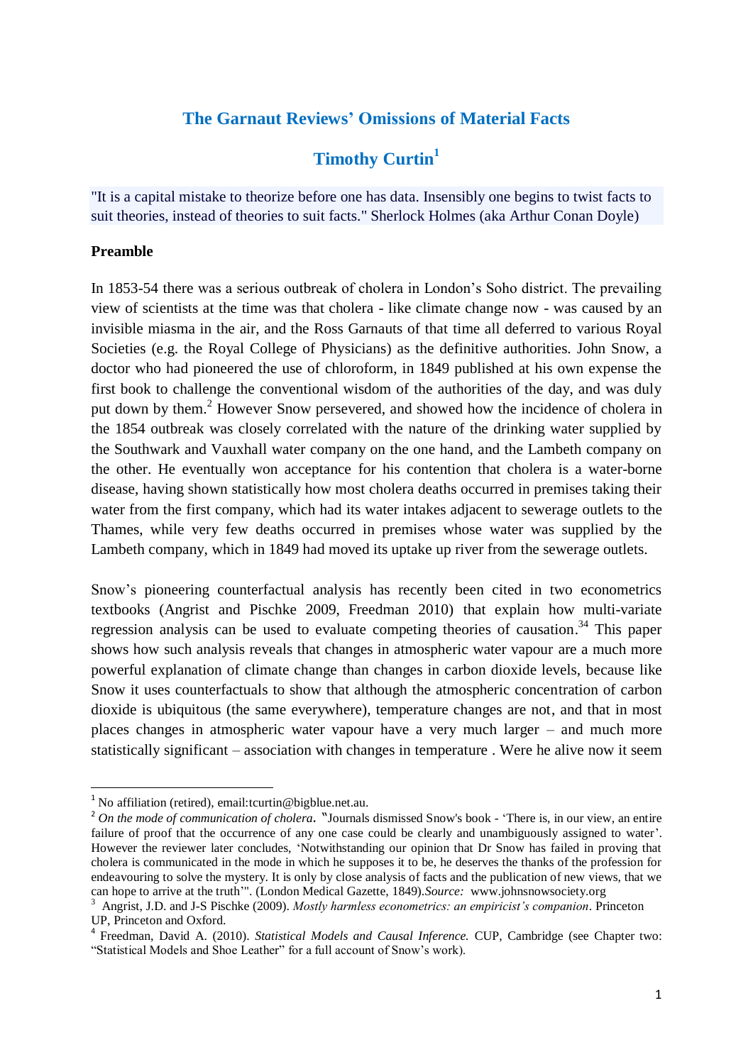# The Garnaut Reviews' Omissions of Material Facts

## Timothy Curtin[1]

"It is a capital mistake to theorize before one has data. Insensibly one begins to twist facts to suit theories, instead of theories to suit facts." Sherlock Holmes (aka Arthur Conan Doyle)

**Preamble**

In 1853-54 there was a serious outbreak of cholera in London's Soho district. The prevailing view of scientists at the time was that cholera - like climate change now - was caused by an invisible miasma in the air, and the Ross Garnauts of that time all deferred to various Royal Societies (e.g. the Royal College of Physicians) as the definitive authorities. John Snow, a doctor who had pioneered the use of chloroform, in 1849 published at his own expense the first book to challenge the conventional wisdom of the authorities of the day, and was duly put down by them.[2] However Snow persevered, and showed how the incidence of cholera in the 1854 outbreak was closely correlated with the nature of the drinking water supplied by the Southwark and Vauxhall water company on the one hand, and the Lambeth company on the other. He eventually won acceptance for his contention that cholera is a water-borne disease, having shown statistically how most cholera deaths occurred in premises taking their water from the first company, which had its water intakes adjacent to sewerage outlets to the Thames, while very few deaths occurred in premises whose water was supplied by the Lambeth company, which in 1849 had moved its uptake up river from the sewerage outlets.

Snow's pioneering counterfactual analysis has recently been cited in two econometrics textbooks (Angrist and Pischke 2009, Freedman 2010) that explain how multi-variate regression analysis can be used to evaluate competing theories of causation.[3,4] This paper shows how such analysis reveals that changes in atmospheric water vapour are a much more powerful explanation of climate change than changes in carbon dioxide levels, because like Snow it uses counterfactuals to show that although the atmospheric concentration of carbon dioxide is ubiquitous (the same everywhere), temperature changes are not, and that in most places changes in atmospheric water vapour have a very much larger – and much more statistically significant – association with changes in temperature . Were he alive now it seem

---

[1] No affiliation (retired), email:tcurtin@bigblue.net.au.

[2] *On the mode of communication of cholera*. "Journals dismissed Snow's book - 'There is, in our view, an entire failure of proof that the occurrence of any one case could be clearly and unambiguously assigned to water'. However the reviewer later concludes, 'Notwithstanding our opinion that Dr Snow has failed in proving that cholera is communicated in the mode in which he supposes it to be, he deserves the thanks of the profession for endeavouring to solve the mystery. It is only by close analysis of facts and the publication of new views, that we can hope to arrive at the truth'". (London Medical Gazette, 1849).*Source:* www.johnsnowsociety.org

[3] Angrist, J.D. and J-S Pischke (2009). *Mostly harmless econometrics: an empiricist's companion*. Princeton UP, Princeton and Oxford.

[4] Freedman, David A. (2010). *Statistical Models and Causal Inference.* CUP, Cambridge (see Chapter two: "Statistical Models and Shoe Leather" for a full account of Snow's work).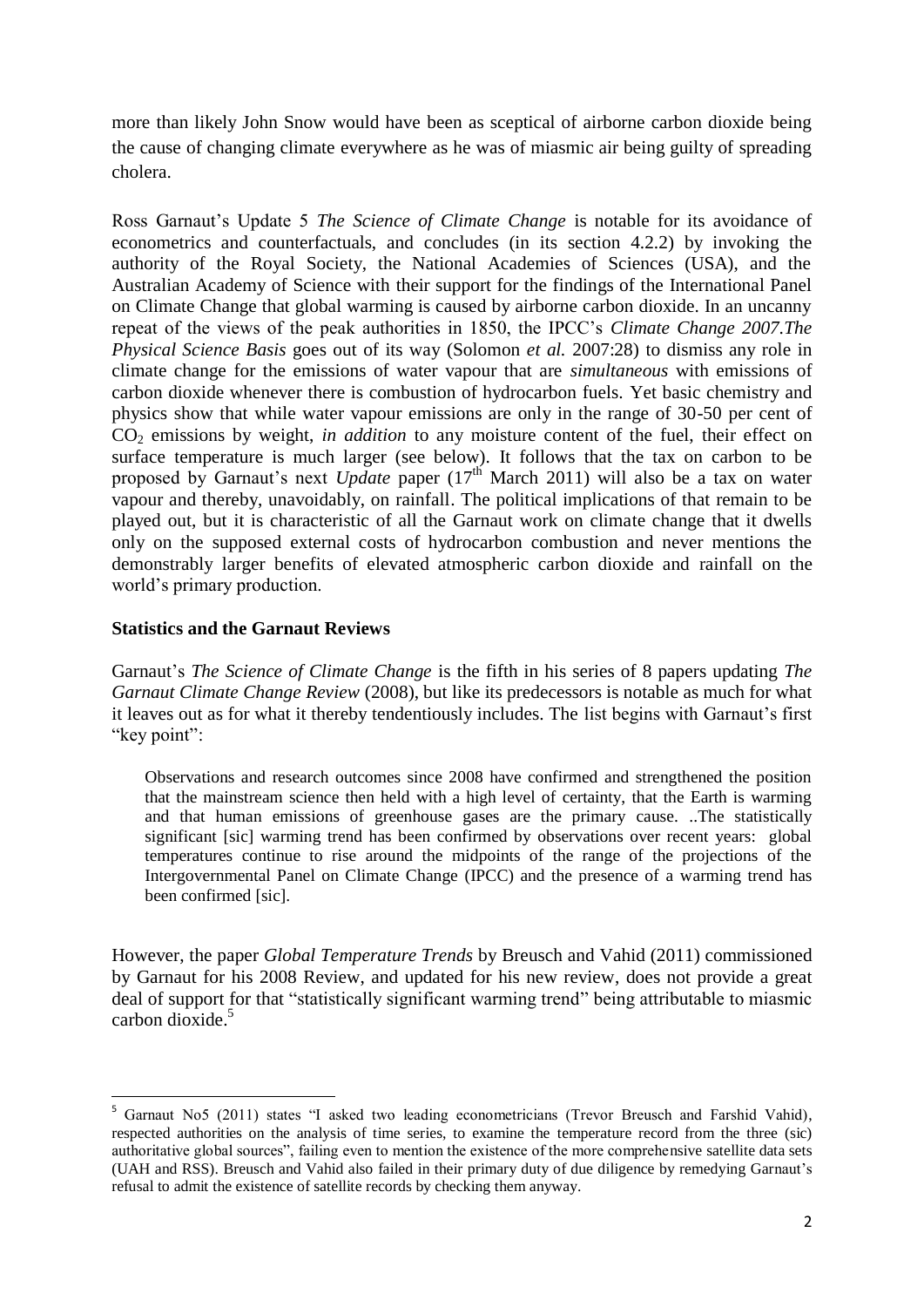more than likely John Snow would have been as sceptical of airborne carbon dioxide being the cause of changing climate everywhere as he was of miasmic air being guilty of spreading cholera.

Ross Garnaut's Update 5 *The Science of Climate Change* is notable for its avoidance of econometrics and counterfactuals, and concludes (in its section 4.2.2) by invoking the authority of the Royal Society, the National Academies of Sciences (USA), and the Australian Academy of Science with their support for the findings of the International Panel on Climate Change that global warming is caused by airborne carbon dioxide. In an uncanny repeat of the views of the peak authorities in 1850, the IPCC's *Climate Change 2007.The Physical Science Basis* goes out of its way (Solomon *et al.* 2007:28) to dismiss any role in climate change for the emissions of water vapour that are *simultaneous* with emissions of carbon dioxide whenever there is combustion of hydrocarbon fuels. Yet basic chemistry and physics show that while water vapour emissions are only in the range of 30-50 per cent of $CO_2$ emissions by weight, *in addition* to any moisture content of the fuel, their effect on surface temperature is much larger (see below). It follows that the tax on carbon to be proposed by Garnaut's next *Update* paper (17th March 2011) will also be a tax on water vapour and thereby, unavoidably, on rainfall. The political implications of that remain to be played out, but it is characteristic of all the Garnaut work on climate change that it dwells only on the supposed external costs of hydrocarbon combustion and never mentions the demonstrably larger benefits of elevated atmospheric carbon dioxide and rainfall on the world's primary production.

### Statistics and the Garnaut Reviews

Garnaut's *The Science of Climate Change* is the fifth in his series of 8 papers updating *The Garnaut Climate Change Review* (2008), but like its predecessors is notable as much for what it leaves out as for what it thereby tendentiously includes. The list begins with Garnaut's first "key point":

> Observations and research outcomes since 2008 have confirmed and strengthened the position that the mainstream science then held with a high level of certainty, that the Earth is warming and that human emissions of greenhouse gases are the primary cause. ..The statistically significant [sic] warming trend has been confirmed by observations over recent years: global temperatures continue to rise around the midpoints of the range of the projections of the Intergovernmental Panel on Climate Change (IPCC) and the presence of a warming trend has been confirmed [sic].

However, the paper *Global Temperature Trends* by Breusch and Vahid (2011) commissioned by Garnaut for his 2008 Review, and updated for his new review, does not provide a great deal of support for that "statistically significant warming trend" being attributable to miasmic carbon dioxide.[5]

---

[5] Garnaut No5 (2011) states "I asked two leading econometricians (Trevor Breusch and Farshid Vahid), respected authorities on the analysis of time series, to examine the temperature record from the three (sic) authoritative global sources", failing even to mention the existence of the more comprehensive satellite data sets (UAH and RSS). Breusch and Vahid also failed in their primary duty of due diligence by remedying Garnaut's refusal to admit the existence of satellite records by checking them anyway.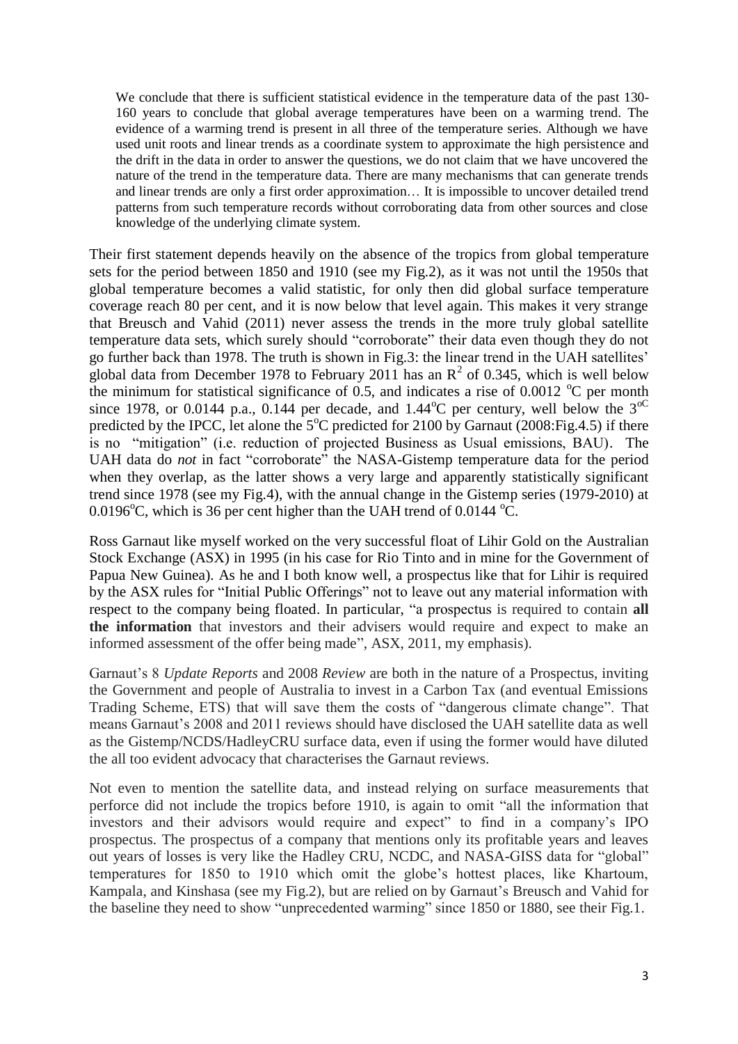> We conclude that there is sufficient statistical evidence in the temperature data of the past 130-160 years to conclude that global average temperatures have been on a warming trend. The evidence of a warming trend is present in all three of the temperature series. Although we have used unit roots and linear trends as a coordinate system to approximate the high persistence and the drift in the data in order to answer the questions, we do not claim that we have uncovered the nature of the trend in the temperature data. There are many mechanisms that can generate trends and linear trends are only a first order approximation… It is impossible to uncover detailed trend patterns from such temperature records without corroborating data from other sources and close knowledge of the underlying climate system.

Their first statement depends heavily on the absence of the tropics from global temperature sets for the period between 1850 and 1910 (see my Fig.2), as it was not until the 1950s that global temperature becomes a valid statistic, for only then did global surface temperature coverage reach 80 per cent, and it is now below that level again. This makes it very strange that Breusch and Vahid (2011) never assess the trends in the more truly global satellite temperature data sets, which surely should "corroborate" their data even though they do not go further back than 1978. The truth is shown in Fig.3: the linear trend in the UAH satellites' global data from December 1978 to February 2011 has an $R^2$ of 0.345, which is well below the minimum for statistical significance of 0.5, and indicates a rise of 0.0012 $^{o}$C per month since 1978, or 0.0144 p.a., 0.144 per decade, and 1.44$^{o}$C per century, well below the 3$^{oC}$ predicted by the IPCC, let alone the 5$^{o}$C predicted for 2100 by Garnaut (2008:Fig.4.5) if there is no "mitigation" (i.e. reduction of projected Business as Usual emissions, BAU). The UAH data do *not* in fact "corroborate" the NASA-Gistemp temperature data for the period when they overlap, as the latter shows a very large and apparently statistically significant trend since 1978 (see my Fig.4), with the annual change in the Gistemp series (1979-2010) at 0.0196$^{o}$C, which is 36 per cent higher than the UAH trend of 0.0144 $^{o}$C.

Ross Garnaut like myself worked on the very successful float of Lihir Gold on the Australian Stock Exchange (ASX) in 1995 (in his case for Rio Tinto and in mine for the Government of Papua New Guinea). As he and I both know well, a prospectus like that for Lihir is required by the ASX rules for "Initial Public Offerings" not to leave out any material information with respect to the company being floated. In particular, "a prospectus is required to contain **all the information** that investors and their advisers would require and expect to make an informed assessment of the offer being made", ASX, 2011, my emphasis).

Garnaut's 8 *Update Reports* and 2008 *Review* are both in the nature of a Prospectus, inviting the Government and people of Australia to invest in a Carbon Tax (and eventual Emissions Trading Scheme, ETS) that will save them the costs of "dangerous climate change". That means Garnaut's 2008 and 2011 reviews should have disclosed the UAH satellite data as well as the Gistemp/NCDS/HadleyCRU surface data, even if using the former would have diluted the all too evident advocacy that characterises the Garnaut reviews.

Not even to mention the satellite data, and instead relying on surface measurements that perforce did not include the tropics before 1910, is again to omit "all the information that investors and their advisors would require and expect" to find in a company's IPO prospectus. The prospectus of a company that mentions only its profitable years and leaves out years of losses is very like the Hadley CRU, NCDC, and NASA-GISS data for "global" temperatures for 1850 to 1910 which omit the globe's hottest places, like Khartoum, Kampala, and Kinshasa (see my Fig.2), but are relied on by Garnaut's Breusch and Vahid for the baseline they need to show "unprecedented warming" since 1850 or 1880, see their Fig.1.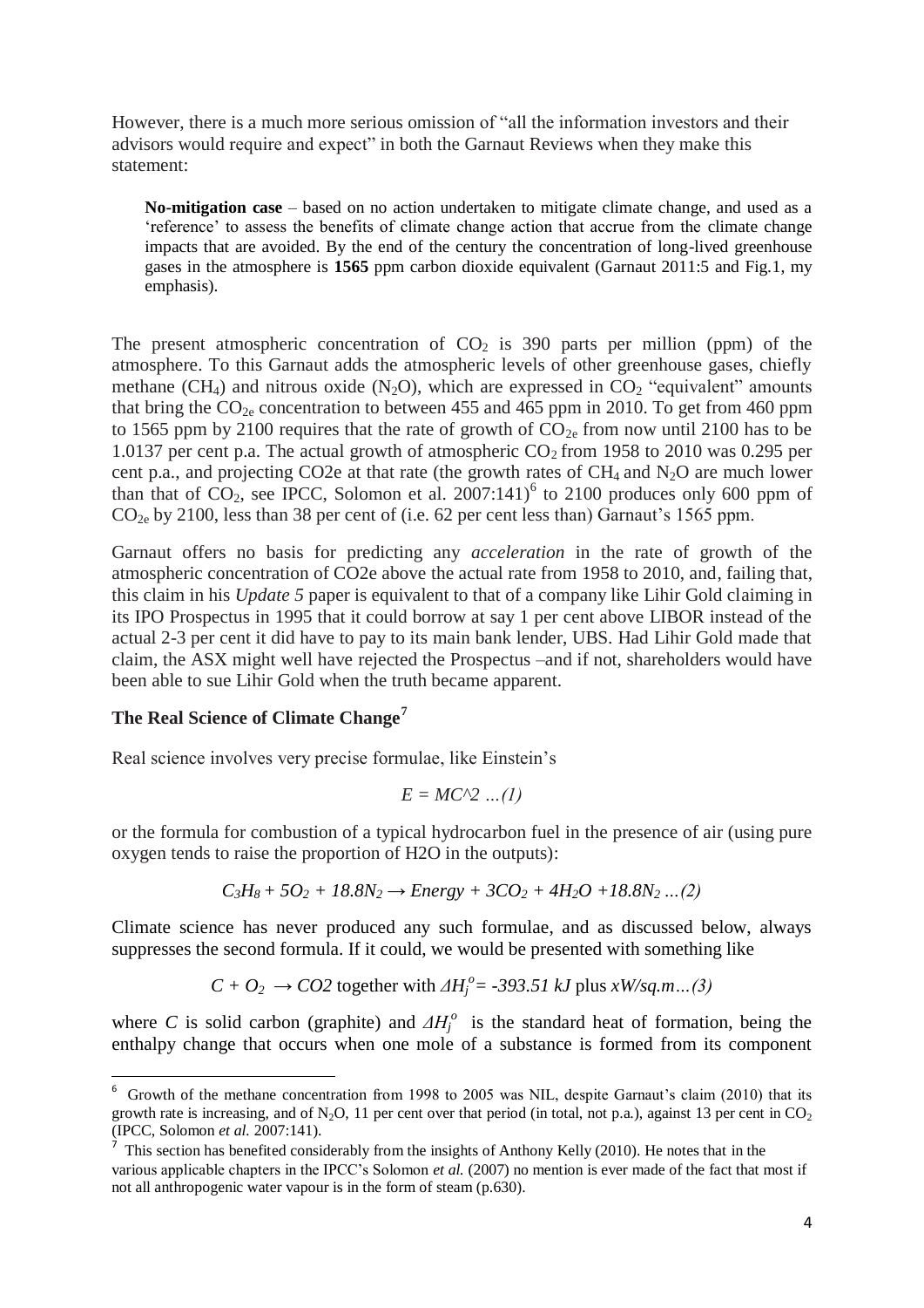However, there is a much more serious omission of "all the information investors and their advisors would require and expect" in both the Garnaut Reviews when they make this statement:

> **No-mitigation case** – based on no action undertaken to mitigate climate change, and used as a 'reference' to assess the benefits of climate change action that accrue from the climate change impacts that are avoided. By the end of the century the concentration of long-lived greenhouse gases in the atmosphere is **1565** ppm carbon dioxide equivalent (Garnaut 2011:5 and Fig.1, my emphasis).

The present atmospheric concentration of $CO_2$ is 390 parts per million (ppm) of the atmosphere. To this Garnaut adds the atmospheric levels of other greenhouse gases, chiefly methane ($CH_4$) and nitrous oxide ($N_2O$), which are expressed in $CO_2$ "equivalent" amounts that bring the $CO_{2e}$ concentration to between 455 and 465 ppm in 2010. To get from 460 ppm to 1565 ppm by 2100 requires that the rate of growth of $CO_{2e}$ from now until 2100 has to be 1.0137 per cent p.a. The actual growth of atmospheric $CO_2$ from 1958 to 2010 was 0.295 per cent p.a., and projecting CO2e at that rate (the growth rates of $CH_4$ and $N_2O$ are much lower than that of $CO_2$, see IPCC, Solomon et al. 2007:141)[6] to 2100 produces only 600 ppm of $CO_{2e}$ by 2100, less than 38 per cent of (i.e. 62 per cent less than) Garnaut's 1565 ppm.

Garnaut offers no basis for predicting any *acceleration* in the rate of growth of the atmospheric concentration of CO2e above the actual rate from 1958 to 2010, and, failing that, this claim in his *Update 5* paper is equivalent to that of a company like Lihir Gold claiming in its IPO Prospectus in 1995 that it could borrow at say 1 per cent above LIBOR instead of the actual 2-3 per cent it did have to pay to its main bank lender, UBS. Had Lihir Gold made that claim, the ASX might well have rejected the Prospectus –and if not, shareholders would have been able to sue Lihir Gold when the truth became apparent.

## The Real Science of Climate Change[7]

Real science involves very precise formulae, like Einstein's

$$E = MC\text{^}2 \quad ...(1)$$

or the formula for combustion of a typical hydrocarbon fuel in the presence of air (using pure oxygen tends to raise the proportion of H2O in the outputs):

$$C_3H_8 + 5O_2 + 18.8N_2 \rightarrow Energy + 3CO_2 + 4H_2O + 18.8N_2 \quad ...(2)$$

Climate science has never produced any such formulae, and as discussed below, always suppresses the second formula. If it could, we would be presented with something like

$$C + O_2 \rightarrow CO2 \text{ together with } \Delta H_j^o = -393.51\ kJ \text{ plus } xW/sq.m \quad ...(3)$$

where $C$ is solid carbon (graphite) and $\Delta H_j^o$ is the standard heat of formation, being the enthalpy change that occurs when one mole of a substance is formed from its component

---

[6] Growth of the methane concentration from 1998 to 2005 was NIL, despite Garnaut's claim (2010) that its growth rate is increasing, and of $N_2O$, 11 per cent over that period (in total, not p.a.), against 13 per cent in $CO_2$ (IPCC, Solomon *et al.* 2007:141).

[7] This section has benefited considerably from the insights of Anthony Kelly (2010). He notes that in the various applicable chapters in the IPCC's Solomon *et al.* (2007) no mention is ever made of the fact that most if not all anthropogenic water vapour is in the form of steam (p.630).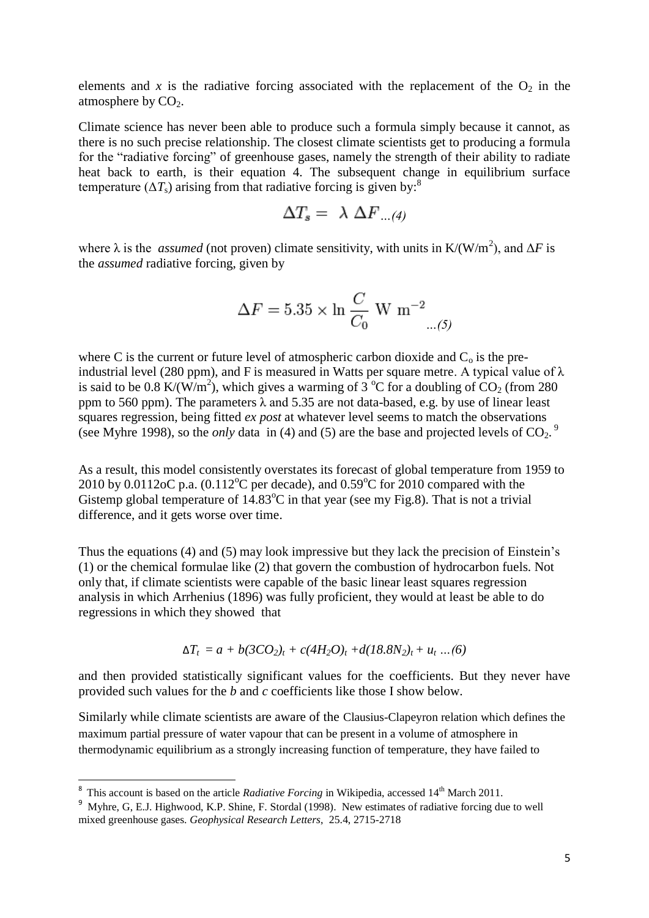elements and $x$ is the radiative forcing associated with the replacement of the $O_2$ in the atmosphere by $CO_2$.

Climate science has never been able to produce such a formula simply because it cannot, as there is no such precise relationship. The closest climate scientists get to producing a formula for the "radiative forcing" of greenhouse gases, namely the strength of their ability to radiate heat back to earth, is their equation 4. The subsequent change in equilibrium surface temperature ($\Delta T_s$) arising from that radiative forcing is given by:[8]

$$\Delta T_s = \lambda \, \Delta F \quad ...(4)$$

where $\lambda$ is the *assumed* (not proven) climate sensitivity, with units in K/(W/m$^2$), and $\Delta F$ is the *assumed* radiative forcing, given by

$$\Delta F = 5.35 \times \ln \frac{C}{C_0} \text{ W m}^{-2} \quad ...(5)$$

where C is the current or future level of atmospheric carbon dioxide and $C_o$ is the pre-industrial level (280 ppm), and F is measured in Watts per square metre. A typical value of $\lambda$ is said to be 0.8 K/(W/m$^2$), which gives a warming of 3 $^o$C for a doubling of $CO_2$ (from 280 ppm to 560 ppm). The parameters $\lambda$ and 5.35 are not data-based, e.g. by use of linear least squares regression, being fitted *ex post* at whatever level seems to match the observations (see Myhre 1998), so the *only* data in (4) and (5) are the base and projected levels of $CO_2$.[9]

As a result, this model consistently overstates its forecast of global temperature from 1959 to 2010 by 0.0112oC p.a. (0.112$^o$C per decade), and 0.59$^o$C for 2010 compared with the Gistemp global temperature of 14.83$^o$C in that year (see my Fig.8). That is not a trivial difference, and it gets worse over time.

Thus the equations (4) and (5) may look impressive but they lack the precision of Einstein's (1) or the chemical formulae like (2) that govern the combustion of hydrocarbon fuels. Not only that, if climate scientists were capable of the basic linear least squares regression analysis in which Arrhenius (1896) was fully proficient, they would at least be able to do regressions in which they showed that

$$\Delta T_t = a + b(3CO_2)_t + c(4H_2O)_t + d(18.8N_2)_t + u_t \quad ...(6)$$

and then provided statistically significant values for the coefficients. But they never have provided such values for the *b* and *c* coefficients like those I show below.

Similarly while climate scientists are aware of the Clausius-Clapeyron relation which defines the maximum partial pressure of water vapour that can be present in a volume of atmosphere in thermodynamic equilibrium as a strongly increasing function of temperature, they have failed to

---

[8] This account is based on the article *Radiative Forcing* in Wikipedia, accessed 14$^{th}$ March 2011.

[9] Myhre, G, E.J. Highwood, K.P. Shine, F. Stordal (1998). New estimates of radiative forcing due to well mixed greenhouse gases. *Geophysical Research Letters*, 25.4, 2715-2718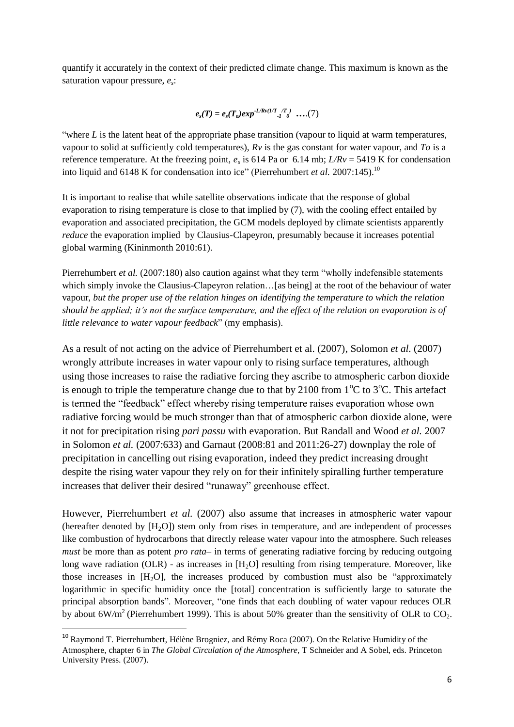quantify it accurately in the context of their predicted climate change. This maximum is known as the saturation vapour pressure, $e_s$:

$$e_s(T) = e_s(T_o)exp^{-L/Rv(1/T_{-1}/T_0)} \quad \text{....(7)}$$

"where $L$ is the latent heat of the appropriate phase transition (vapour to liquid at warm temperatures, vapour to solid at sufficiently cold temperatures), $Rv$ is the gas constant for water vapour, and $To$ is a reference temperature. At the freezing point, $e_s$ is 614 Pa or 6.14 mb; $L/Rv$ = 5419 K for condensation into liquid and 6148 K for condensation into ice" (Pierrehumbert *et al.* 2007:145).[10]

It is important to realise that while satellite observations indicate that the response of global evaporation to rising temperature is close to that implied by (7), with the cooling effect entailed by evaporation and associated precipitation, the GCM models deployed by climate scientists apparently *reduce* the evaporation implied by Clausius-Clapeyron, presumably because it increases potential global warming (Kininmonth 2010:61).

Pierrehumbert *et al.* (2007:180) also caution against what they term "wholly indefensible statements which simply invoke the Clausius-Clapeyron relation…[as being] at the root of the behaviour of water vapour, *but the proper use of the relation hinges on identifying the temperature to which the relation should be applied; it's not the surface temperature, and the effect of the relation on evaporation is of little relevance to water vapour feedback*" (my emphasis).

As a result of not acting on the advice of Pierrehumbert et al. (2007), Solomon *et al*. (2007) wrongly attribute increases in water vapour only to rising surface temperatures, although using those increases to raise the radiative forcing they ascribe to atmospheric carbon dioxide is enough to triple the temperature change due to that by 2100 from 1°C to 3°C. This artefact is termed the "feedback" effect whereby rising temperature raises evaporation whose own radiative forcing would be much stronger than that of atmospheric carbon dioxide alone, were it not for precipitation rising *pari passu* with evaporation. But Randall and Wood *et al.* 2007 in Solomon *et al.* (2007:633) and Garnaut (2008:81 and 2011:26-27) downplay the role of precipitation in cancelling out rising evaporation, indeed they predict increasing drought despite the rising water vapour they rely on for their infinitely spiralling further temperature increases that deliver their desired "runaway" greenhouse effect.

However, Pierrehumbert *et al.* (2007) also assume that increases in atmospheric water vapour (hereafter denoted by [$H_2O$]) stem only from rises in temperature, and are independent of processes like combustion of hydrocarbons that directly release water vapour into the atmosphere. Such releases *must* be more than as potent *pro rata*– in terms of generating radiative forcing by reducing outgoing long wave radiation (OLR) - as increases in [$H_2O$] resulting from rising temperature. Moreover, like those increases in [$H_2O$], the increases produced by combustion must also be "approximately logarithmic in specific humidity once the [total] concentration is sufficiently large to saturate the principal absorption bands". Moreover, "one finds that each doubling of water vapour reduces OLR by about 6W/m$^2$ (Pierrehumbert 1999). This is about 50% greater than the sensitivity of OLR to $CO_2$.

[10] Raymond T. Pierrehumbert, Hélène Brogniez, and Rémy Roca (2007). On the Relative Humidity of the Atmosphere, chapter 6 in *The Global Circulation of the Atmosphere*, T Schneider and A Sobel, eds. Princeton University Press. (2007).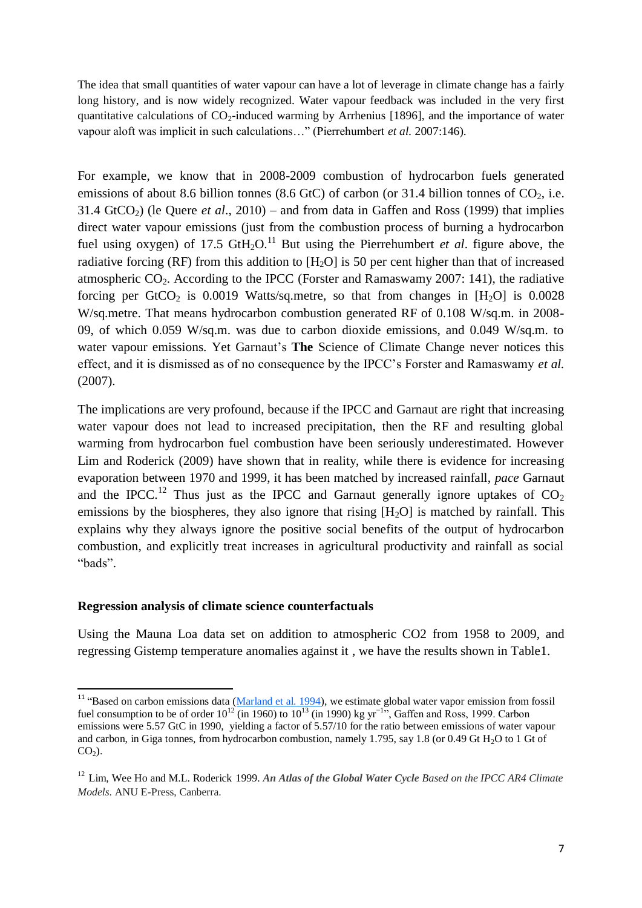The idea that small quantities of water vapour can have a lot of leverage in climate change has a fairly long history, and is now widely recognized. Water vapour feedback was included in the very first quantitative calculations of $CO_2$-induced warming by Arrhenius [1896], and the importance of water vapour aloft was implicit in such calculations…" (Pierrehumbert *et al.* 2007:146).

For example, we know that in 2008-2009 combustion of hydrocarbon fuels generated emissions of about 8.6 billion tonnes (8.6 GtC) of carbon (or 31.4 billion tonnes of $CO_2$, i.e. 31.4 $GtCO_2$) (le Quere *et al*., 2010) – and from data in Gaffen and Ross (1999) that implies direct water vapour emissions (just from the combustion process of burning a hydrocarbon fuel using oxygen) of 17.5 $GtH_2O$.[11] But using the Pierrehumbert *et al*. figure above, the radiative forcing (RF) from this addition to $[H_2O]$ is 50 per cent higher than that of increased atmospheric $CO_2$. According to the IPCC (Forster and Ramaswamy 2007: 141), the radiative forcing per $GtCO_2$ is 0.0019 Watts/sq.metre, so that from changes in $[H_2O]$ is 0.0028 W/sq.metre. That means hydrocarbon combustion generated RF of 0.108 W/sq.m. in 2008-09, of which 0.059 W/sq.m. was due to carbon dioxide emissions, and 0.049 W/sq.m. to water vapour emissions. Yet Garnaut's **The** Science of Climate Change never notices this effect, and it is dismissed as of no consequence by the IPCC's Forster and Ramaswamy *et al.* (2007).

The implications are very profound, because if the IPCC and Garnaut are right that increasing water vapour does not lead to increased precipitation, then the RF and resulting global warming from hydrocarbon fuel combustion have been seriously underestimated. However Lim and Roderick (2009) have shown that in reality, while there is evidence for increasing evaporation between 1970 and 1999, it has been matched by increased rainfall, *pace* Garnaut and the IPCC.[12] Thus just as the IPCC and Garnaut generally ignore uptakes of $CO_2$ emissions by the biospheres, they also ignore that rising $[H_2O]$ is matched by rainfall. This explains why they always ignore the positive social benefits of the output of hydrocarbon combustion, and explicitly treat increases in agricultural productivity and rainfall as social "bads".

## Regression analysis of climate science counterfactuals

Using the Mauna Loa data set on addition to atmospheric CO2 from 1958 to 2009, and regressing Gistemp temperature anomalies against it , we have the results shown in Table1.

---

[11] "Based on carbon emissions data (Marland et al. 1994), we estimate global water vapor emission from fossil fuel consumption to be of order $10^{12}$ (in 1960) to $10^{13}$ (in 1990) kg $yr^{-1}$", Gaffen and Ross, 1999. Carbon emissions were 5.57 GtC in 1990, yielding a factor of 5.57/10 for the ratio between emissions of water vapour and carbon, in Giga tonnes, from hydrocarbon combustion, namely 1.795, say 1.8 (or 0.49 Gt $H_2O$ to 1 Gt of $CO_2$).

[12] Lim, Wee Ho and M.L. Roderick 1999. ***An Atlas of the Global Water Cycle*** *Based on the IPCC AR4 Climate Models*. ANU E-Press, Canberra.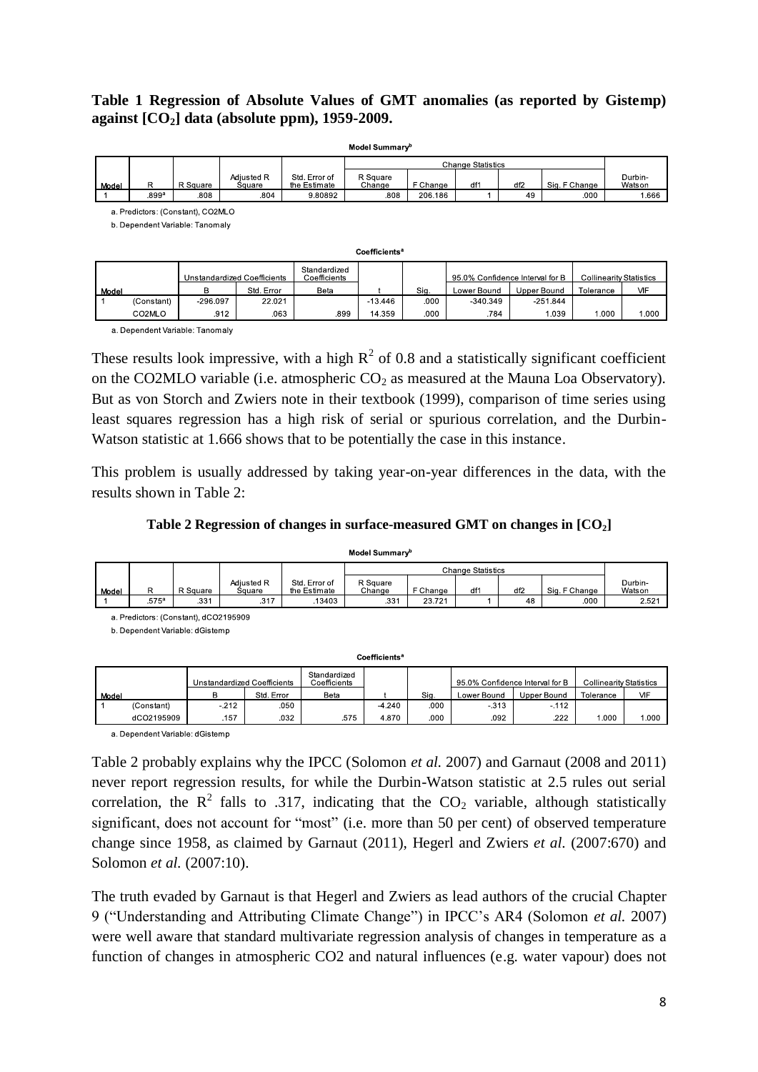**Table 1 Regression of Absolute Values of GMT anomalies (as reported by Gistemp) against [$CO_2$] data (absolute ppm), 1959-2009.**

**Model Summary**[b]

| Model | R | R Square | Adjusted R Square | Std. Error of the Estimate | Change Statistics | | | | | Durbin-Watson |
|---|---|---|---|---|---|---|---|---|---|---|
| | | | | | R Square Change | F Change | df1 | df2 | Sig. F Change | |
| 1 | .899[a] | .808 | .804 | 9.80892 | .808 | 206.186 | 1 | 49 | .000 | 1.666 |

a. Predictors: (Constant), CO2MLO

b. Dependent Variable: Tanomaly

**Coefficients**[a]

| Model | | Unstandardized Coefficients | | Standardized Coefficients | t | Sig. | 95.0% Confidence Interval for B | | Collinearity Statistics | |
|---|---|---|---|---|---|---|---|---|---|---|
| | | B | Std. Error | Beta | | | Lower Bound | Upper Bound | Tolerance | VIF |
| 1 | (Constant) | -296.097 | 22.021 | | -13.446 | .000 | -340.349 | -251.844 | | |
| | CO2MLO | .912 | .063 | .899 | 14.359 | .000 | .784 | 1.039 | 1.000 | 1.000 |

a. Dependent Variable: Tanomaly

These results look impressive, with a high $R^2$ of 0.8 and a statistically significant coefficient on the CO2MLO variable (i.e. atmospheric $CO_2$ as measured at the Mauna Loa Observatory). But as von Storch and Zwiers note in their textbook (1999), comparison of time series using least squares regression has a high risk of serial or spurious correlation, and the Durbin-Watson statistic at 1.666 shows that to be potentially the case in this instance.

This problem is usually addressed by taking year-on-year differences in the data, with the results shown in Table 2:

**Table 2 Regression of changes in surface-measured GMT on changes in [$CO_2$]**

**Model Summary**[b]

| Model | R | R Square | Adjusted R Square | Std. Error of the Estimate | Change Statistics | | | | | Durbin-Watson |
|---|---|---|---|---|---|---|---|---|---|---|
| | | | | | R Square Change | F Change | df1 | df2 | Sig. F Change | |
| 1 | .575[a] | .331 | .317 | .13403 | .331 | 23.721 | 1 | 48 | .000 | 2.521 |

a. Predictors: (Constant), dCO2195909

b. Dependent Variable: dGistemp

**Coefficients**[a]

| Model | | Unstandardized Coefficients | | Standardized Coefficients | t | Sig. | 95.0% Confidence Interval for B | | Collinearity Statistics | |
|---|---|---|---|---|---|---|---|---|---|---|
| | | B | Std. Error | Beta | | | Lower Bound | Upper Bound | Tolerance | VIF |
| 1 | (Constant) | -.212 | .050 | | -4.240 | .000 | -.313 | -.112 | | |
| | dCO2195909 | .157 | .032 | .575 | 4.870 | .000 | .092 | .222 | 1.000 | 1.000 |

a. Dependent Variable: dGistemp

Table 2 probably explains why the IPCC (Solomon *et al.* 2007) and Garnaut (2008 and 2011) never report regression results, for while the Durbin-Watson statistic at 2.5 rules out serial correlation, the $R^2$ falls to .317, indicating that the $CO_2$ variable, although statistically significant, does not account for "most" (i.e. more than 50 per cent) of observed temperature change since 1958, as claimed by Garnaut (2011), Hegerl and Zwiers *et al.* (2007:670) and Solomon *et al.* (2007:10).

The truth evaded by Garnaut is that Hegerl and Zwiers as lead authors of the crucial Chapter 9 ("Understanding and Attributing Climate Change") in IPCC's AR4 (Solomon *et al.* 2007) were well aware that standard multivariate regression analysis of changes in temperature as a function of changes in atmospheric CO2 and natural influences (e.g. water vapour) does not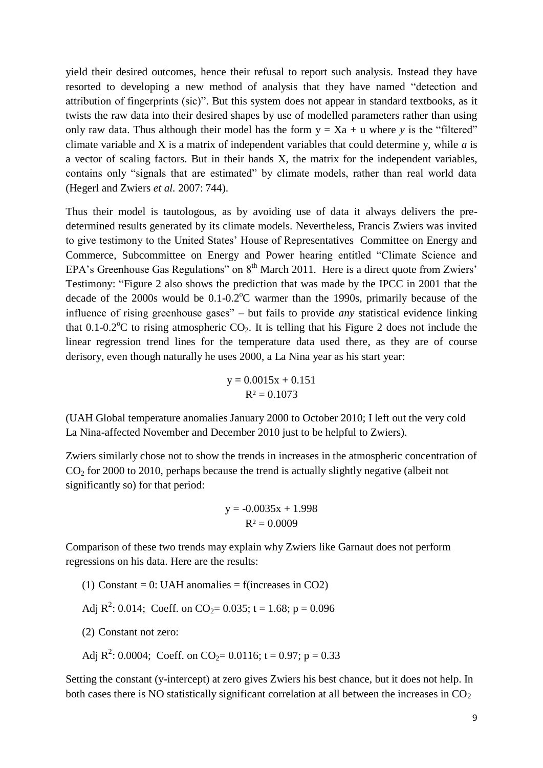yield their desired outcomes, hence their refusal to report such analysis. Instead they have resorted to developing a new method of analysis that they have named "detection and attribution of fingerprints (sic)". But this system does not appear in standard textbooks, as it twists the raw data into their desired shapes by use of modelled parameters rather than using only raw data. Thus although their model has the form $y = Xa + u$ where *y* is the "filtered" climate variable and X is a matrix of independent variables that could determine y, while *a* is a vector of scaling factors. But in their hands X, the matrix for the independent variables, contains only "signals that are estimated" by climate models, rather than real world data (Hegerl and Zwiers *et al.* 2007: 744).

Thus their model is tautologous, as by avoiding use of data it always delivers the pre-determined results generated by its climate models. Nevertheless, Francis Zwiers was invited to give testimony to the United States' House of Representatives Committee on Energy and Commerce, Subcommittee on Energy and Power hearing entitled "Climate Science and EPA's Greenhouse Gas Regulations" on 8th March 2011. Here is a direct quote from Zwiers' Testimony: "Figure 2 also shows the prediction that was made by the IPCC in 2001 that the decade of the 2000s would be 0.1-0.2°C warmer than the 1990s, primarily because of the influence of rising greenhouse gases" – but fails to provide *any* statistical evidence linking that 0.1-0.2°C to rising atmospheric $CO_2$. It is telling that his Figure 2 does not include the linear regression trend lines for the temperature data used there, as they are of course derisory, even though naturally he uses 2000, a La Nina year as his start year:

$$y = 0.0015x + 0.151$$
$$R^2 = 0.1073$$

(UAH Global temperature anomalies January 2000 to October 2010; I left out the very cold La Nina-affected November and December 2010 just to be helpful to Zwiers).

Zwiers similarly chose not to show the trends in increases in the atmospheric concentration of $CO_2$ for 2000 to 2010, perhaps because the trend is actually slightly negative (albeit not significantly so) for that period:

$$y = -0.0035x + 1.998$$
$$R^2 = 0.0009$$

Comparison of these two trends may explain why Zwiers like Garnaut does not perform regressions on his data. Here are the results:

(1) Constant = 0: UAH anomalies = f(increases in CO2)

Adj $R^2$: 0.014; Coeff. on $CO_2$= 0.035; $t = 1.68$; $p = 0.096$

(2) Constant not zero:

Adj $R^2$: 0.0004; Coeff. on $CO_2$= 0.0116; $t = 0.97$; $p = 0.33$

Setting the constant (y-intercept) at zero gives Zwiers his best chance, but it does not help. In both cases there is NO statistically significant correlation at all between the increases in $CO_2$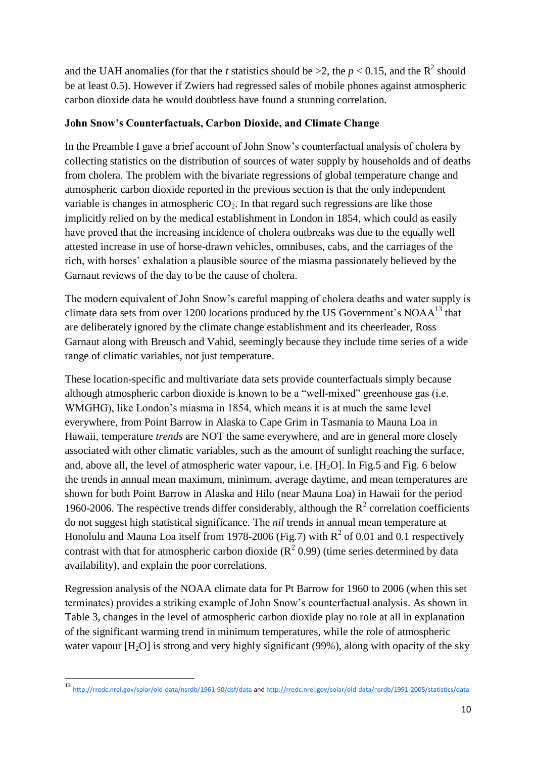and the UAH anomalies (for that the *t* statistics should be >2, the $p < 0.15$, and the $R^2$ should be at least 0.5). However if Zwiers had regressed sales of mobile phones against atmospheric carbon dioxide data he would doubtless have found a stunning correlation.

**John Snow's Counterfactuals, Carbon Dioxide, and Climate Change**

In the Preamble I gave a brief account of John Snow's counterfactual analysis of cholera by collecting statistics on the distribution of sources of water supply by households and of deaths from cholera. The problem with the bivariate regressions of global temperature change and atmospheric carbon dioxide reported in the previous section is that the only independent variable is changes in atmospheric $CO_2$. In that regard such regressions are like those implicitly relied on by the medical establishment in London in 1854, which could as easily have proved that the increasing incidence of cholera outbreaks was due to the equally well attested increase in use of horse-drawn vehicles, omnibuses, cabs, and the carriages of the rich, with horses' exhalation a plausible source of the miasma passionately believed by the Garnaut reviews of the day to be the cause of cholera.

The modern equivalent of John Snow's careful mapping of cholera deaths and water supply is climate data sets from over 1200 locations produced by the US Government's NOAA[13] that are deliberately ignored by the climate change establishment and its cheerleader, Ross Garnaut along with Breusch and Vahid, seemingly because they include time series of a wide range of climatic variables, not just temperature.

These location-specific and multivariate data sets provide counterfactuals simply because although atmospheric carbon dioxide is known to be a "well-mixed" greenhouse gas (i.e. WMGHG), like London's miasma in 1854, which means it is at much the same level everywhere, from Point Barrow in Alaska to Cape Grim in Tasmania to Mauna Loa in Hawaii, temperature *trends* are NOT the same everywhere, and are in general more closely associated with other climatic variables, such as the amount of sunlight reaching the surface, and, above all, the level of atmospheric water vapour, i.e. $[H_2O]$. In Fig.5 and Fig. 6 below the trends in annual mean maximum, minimum, average daytime, and mean temperatures are shown for both Point Barrow in Alaska and Hilo (near Mauna Loa) in Hawaii for the period 1960-2006. The respective trends differ considerably, although the $R^2$ correlation coefficients do not suggest high statistical significance. The *nil* trends in annual mean temperature at Honolulu and Mauna Loa itself from 1978-2006 (Fig.7) with $R^2$ of 0.01 and 0.1 respectively contrast with that for atmospheric carbon dioxide ($R^2$ 0.99) (time series determined by data availability), and explain the poor correlations.

Regression analysis of the NOAA climate data for Pt Barrow for 1960 to 2006 (when this set terminates) provides a striking example of John Snow's counterfactual analysis. As shown in Table 3, changes in the level of atmospheric carbon dioxide play no role at all in explanation of the significant warming trend in minimum temperatures, while the role of atmospheric water vapour $[H_2O]$ is strong and very highly significant (99%), along with opacity of the sky

---

[13] http://rredc.nrel.gov/solar/old-data/nsrdb/1961-90/dsf/data and http://rredc.nrel.gov/solar/old-data/nsrdb/1991-2005/statistics/data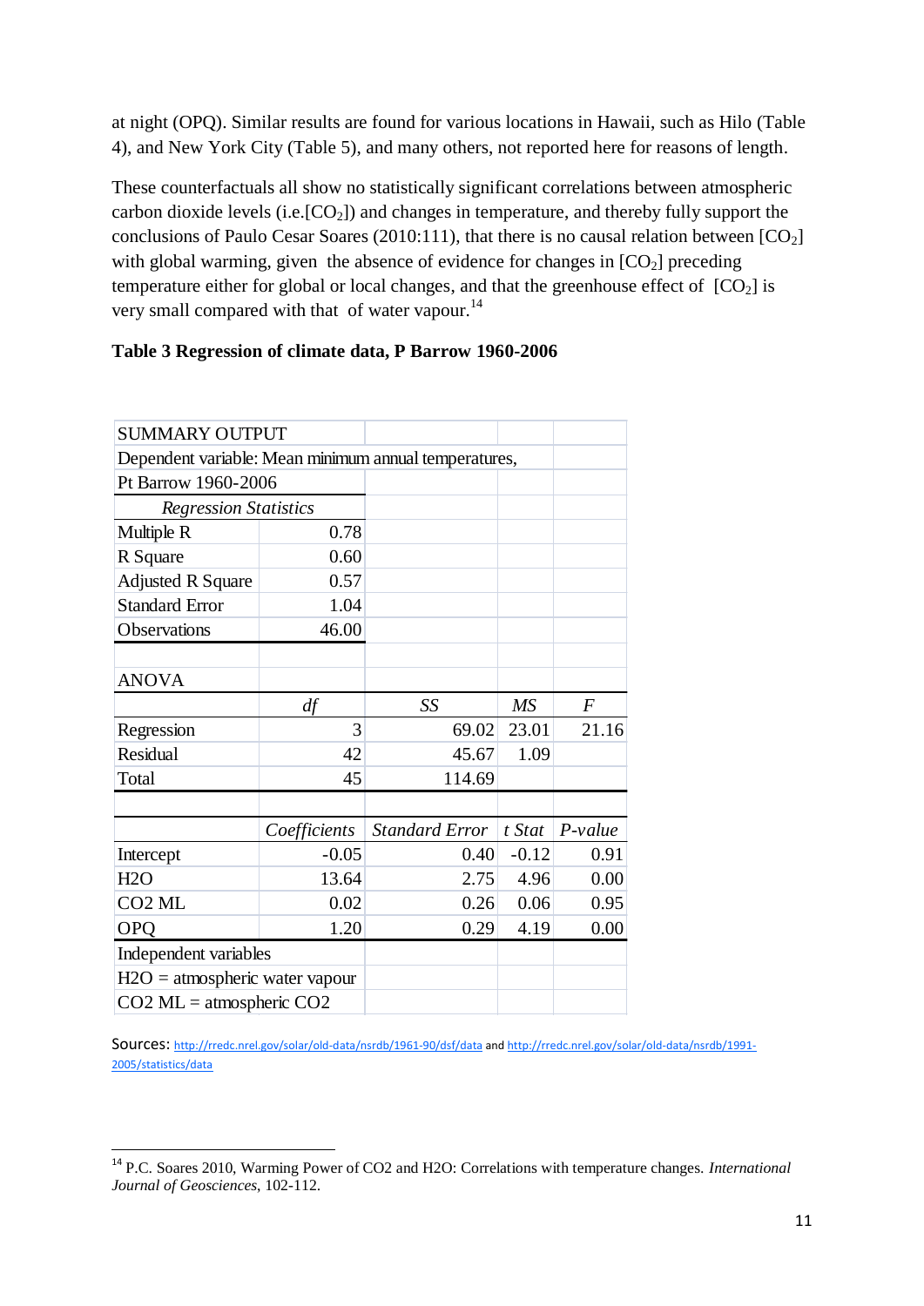at night (OPQ). Similar results are found for various locations in Hawaii, such as Hilo (Table 4), and New York City (Table 5), and many others, not reported here for reasons of length.

These counterfactuals all show no statistically significant correlations between atmospheric carbon dioxide levels (i.e.[$CO_2$]) and changes in temperature, and thereby fully support the conclusions of Paulo Cesar Soares (2010:111), that there is no causal relation between [$CO_2$] with global warming, given the absence of evidence for changes in [$CO_2$] preceding temperature either for global or local changes, and that the greenhouse effect of [$CO_2$] is very small compared with that of water vapour.[14]

**Table 3 Regression of climate data, P Barrow 1960-2006**

| SUMMARY OUTPUT | | | | |
|---|---|---|---|---|
| Dependent variable: Mean minimum annual temperatures, | | | | |
| Pt Barrow 1960-2006 | | | | |
| *Regression Statistics* | | | | |
| Multiple R | 0.78 | | | |
| R Square | 0.60 | | | |
| Adjusted R Square | 0.57 | | | |
| Standard Error | 1.04 | | | |
| Observations | 46.00 | | | |
| | | | | |
| ANOVA | | | | |
| | *df* | *SS* | *MS* | *F* |
| Regression | 3 | 69.02 | 23.01 | 21.16 |
| Residual | 42 | 45.67 | 1.09 | |
| Total | 45 | 114.69 | | |
| | | | | |
| | *Coefficients* | *Standard Error* | *t Stat* | *P-value* |
| Intercept | -0.05 | 0.40 | -0.12 | 0.91 |
| H2O | 13.64 | 2.75 | 4.96 | 0.00 |
| CO2 ML | 0.02 | 0.26 | 0.06 | 0.95 |
| OPQ | 1.20 | 0.29 | 4.19 | 0.00 |
| Independent variables | | | | |
| H2O = atmospheric water vapour | | | | |
| CO2 ML = atmospheric CO2 | | | | |

Sources: http://rredc.nrel.gov/solar/old-data/nsrdb/1961-90/dsf/data and http://rredc.nrel.gov/solar/old-data/nsrdb/1991-2005/statistics/data

[14] P.C. Soares 2010, Warming Power of CO2 and H2O: Correlations with temperature changes. *International Journal of Geosciences*, 102-112.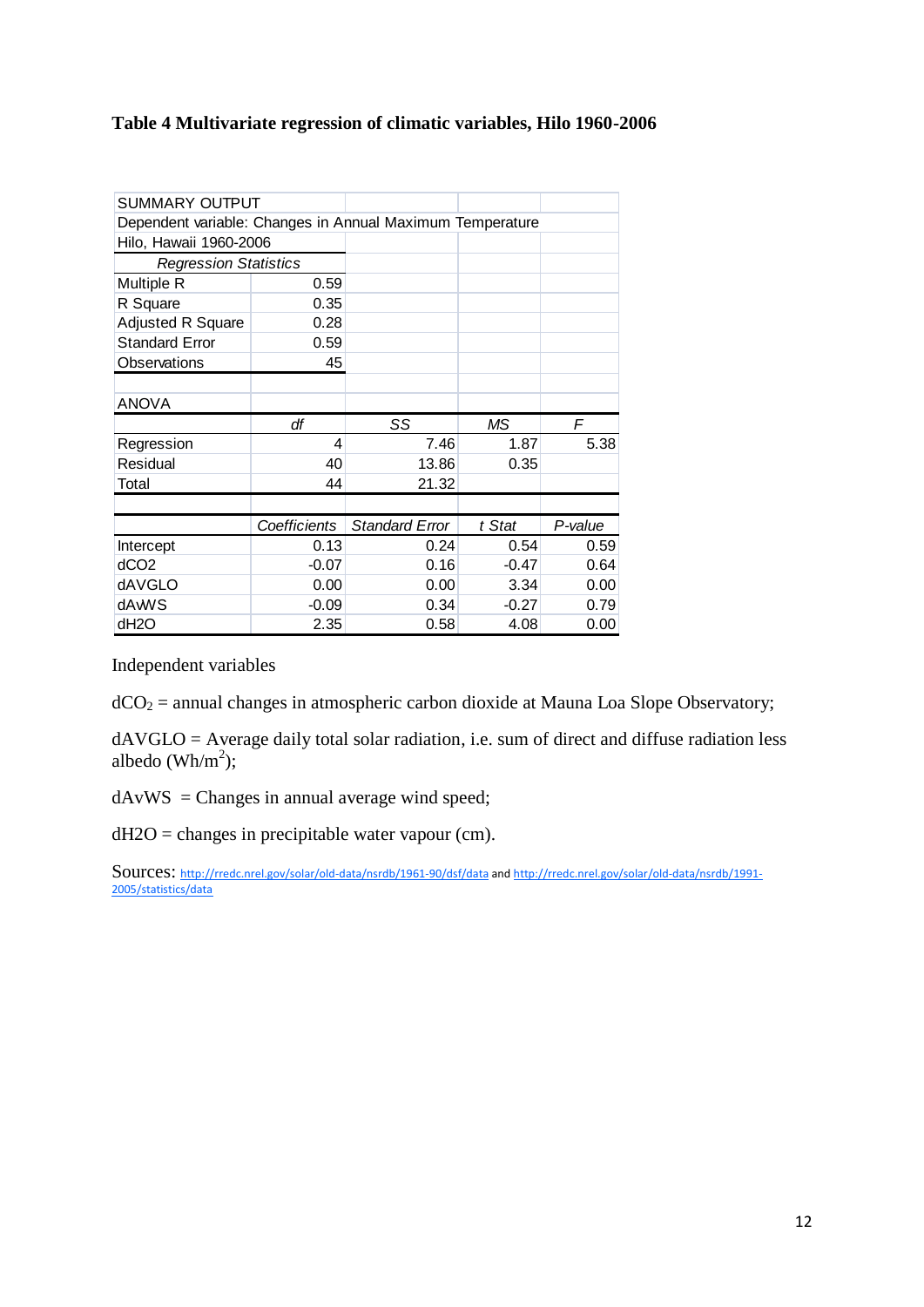**Table 4 Multivariate regression of climatic variables, Hilo 1960-2006**

| SUMMARY OUTPUT | | | | |
|---|---|---|---|---|
| Dependent variable: Changes in Annual Maximum Temperature | | | | |
| Hilo, Hawaii 1960-2006 | | | | |
| *Regression Statistics* | | | | |
| Multiple R | 0.59 | | | |
| R Square | 0.35 | | | |
| Adjusted R Square | 0.28 | | | |
| Standard Error | 0.59 | | | |
| Observations | 45 | | | |
| | | | | |
| ANOVA | | | | |
| | *df* | *SS* | *MS* | *F* |
| Regression | 4 | 7.46 | 1.87 | 5.38 |
| Residual | 40 | 13.86 | 0.35 | |
| Total | 44 | 21.32 | | |
| | | | | |
| | *Coefficients* | *Standard Error* | *t Stat* | *P-value* |
| Intercept | 0.13 | 0.24 | 0.54 | 0.59 |
| dCO2 | -0.07 | 0.16 | -0.47 | 0.64 |
| dAVGLO | 0.00 | 0.00 | 3.34 | 0.00 |
| dAWS | -0.09 | 0.34 | -0.27 | 0.79 |
| dH2O | 2.35 | 0.58 | 4.08 | 0.00 |

Independent variables

$dCO_2$ = annual changes in atmospheric carbon dioxide at Mauna Loa Slope Observatory;

dAVGLO = Average daily total solar radiation, i.e. sum of direct and diffuse radiation less albedo ($Wh/m^2$);

dAvWS = Changes in annual average wind speed;

dH2O = changes in precipitable water vapour (cm).

Sources: http://rredc.nrel.gov/solar/old-data/nsrdb/1961-90/dsf/data and http://rredc.nrel.gov/solar/old-data/nsrdb/1991-2005/statistics/data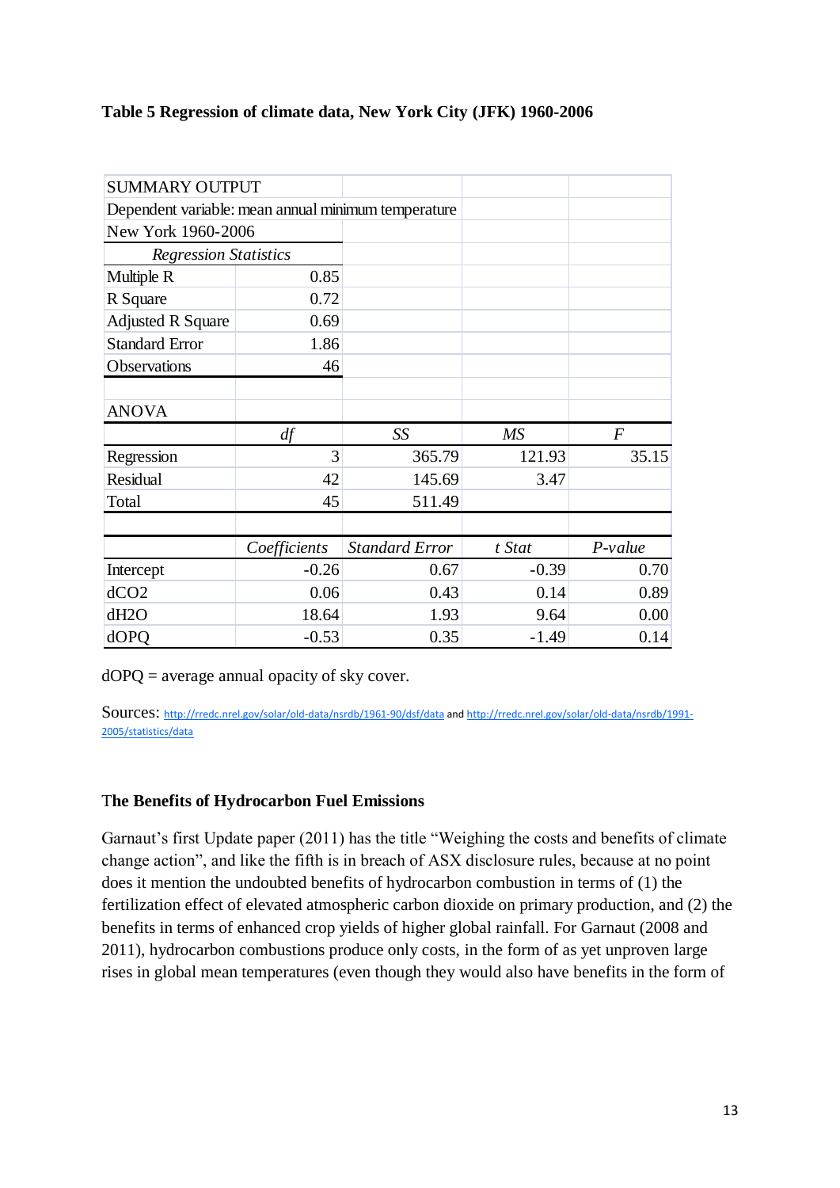**Table 5 Regression of climate data, New York City (JFK) 1960-2006**

| SUMMARY OUTPUT | | | | |
|---|---|---|---|---|
| Dependent variable: mean annual minimum temperature | | | | |
| New York 1960-2006 | | | | |
| *Regression Statistics* | | | | |
| Multiple R | 0.85 | | | |
| R Square | 0.72 | | | |
| Adjusted R Square | 0.69 | | | |
| Standard Error | 1.86 | | | |
| Observations | 46 | | | |
| | | | | |
| ANOVA | | | | |
| | *df* | *SS* | *MS* | *F* |
| Regression | 3 | 365.79 | 121.93 | 35.15 |
| Residual | 42 | 145.69 | 3.47 | |
| Total | 45 | 511.49 | | |
| | | | | |
| | *Coefficients* | *Standard Error* | *t Stat* | *P-value* |
| Intercept | -0.26 | 0.67 | -0.39 | 0.70 |
| dCO2 | 0.06 | 0.43 | 0.14 | 0.89 |
| dH2O | 18.64 | 1.93 | 9.64 | 0.00 |
| dOPQ | -0.53 | 0.35 | -1.49 | 0.14 |

dOPQ = average annual opacity of sky cover.

Sources: http://rredc.nrel.gov/solar/old-data/nsrdb/1961-90/dsf/data and http://rredc.nrel.gov/solar/old-data/nsrdb/1991-2005/statistics/data

## The Benefits of Hydrocarbon Fuel Emissions

Garnaut's first Update paper (2011) has the title "Weighing the costs and benefits of climate change action", and like the fifth is in breach of ASX disclosure rules, because at no point does it mention the undoubted benefits of hydrocarbon combustion in terms of (1) the fertilization effect of elevated atmospheric carbon dioxide on primary production, and (2) the benefits in terms of enhanced crop yields of higher global rainfall. For Garnaut (2008 and 2011), hydrocarbon combustions produce only costs, in the form of as yet unproven large rises in global mean temperatures (even though they would also have benefits in the form of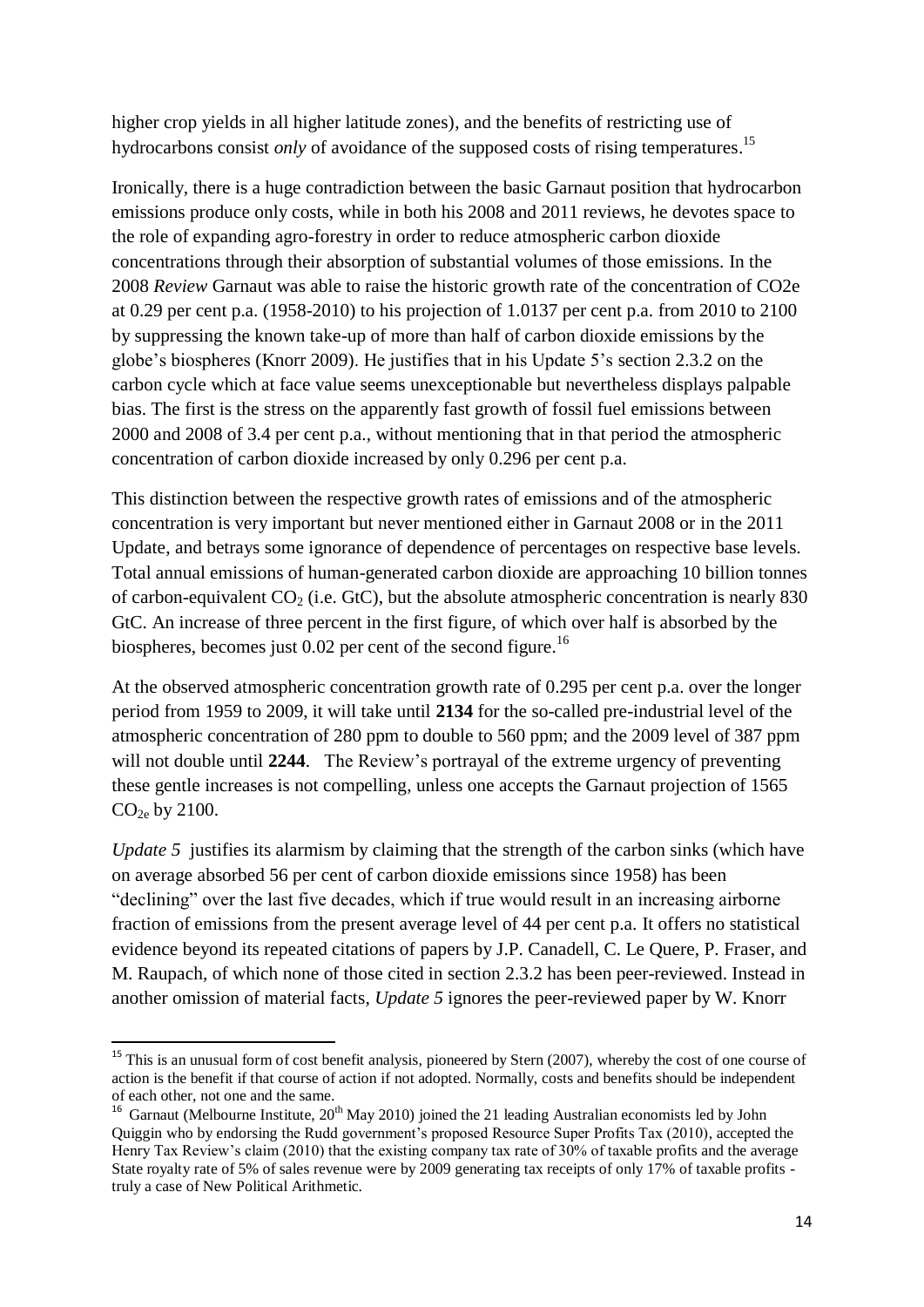higher crop yields in all higher latitude zones), and the benefits of restricting use of hydrocarbons consist *only* of avoidance of the supposed costs of rising temperatures.[15]

Ironically, there is a huge contradiction between the basic Garnaut position that hydrocarbon emissions produce only costs, while in both his 2008 and 2011 reviews, he devotes space to the role of expanding agro-forestry in order to reduce atmospheric carbon dioxide concentrations through their absorption of substantial volumes of those emissions. In the 2008 *Review* Garnaut was able to raise the historic growth rate of the concentration of CO2e at 0.29 per cent p.a. (1958-2010) to his projection of 1.0137 per cent p.a. from 2010 to 2100 by suppressing the known take-up of more than half of carbon dioxide emissions by the globe's biospheres (Knorr 2009). He justifies that in his Update 5's section 2.3.2 on the carbon cycle which at face value seems unexceptionable but nevertheless displays palpable bias. The first is the stress on the apparently fast growth of fossil fuel emissions between 2000 and 2008 of 3.4 per cent p.a., without mentioning that in that period the atmospheric concentration of carbon dioxide increased by only 0.296 per cent p.a.

This distinction between the respective growth rates of emissions and of the atmospheric concentration is very important but never mentioned either in Garnaut 2008 or in the 2011 Update, and betrays some ignorance of dependence of percentages on respective base levels. Total annual emissions of human-generated carbon dioxide are approaching 10 billion tonnes of carbon-equivalent $CO_2$ (i.e. GtC), but the absolute atmospheric concentration is nearly 830 GtC. An increase of three percent in the first figure, of which over half is absorbed by the biospheres, becomes just 0.02 per cent of the second figure.[16]

At the observed atmospheric concentration growth rate of 0.295 per cent p.a. over the longer period from 1959 to 2009, it will take until **2134** for the so-called pre-industrial level of the atmospheric concentration of 280 ppm to double to 560 ppm; and the 2009 level of 387 ppm will not double until **2244**. The Review's portrayal of the extreme urgency of preventing these gentle increases is not compelling, unless one accepts the Garnaut projection of 1565 $CO_{2e}$ by 2100.

*Update 5* justifies its alarmism by claiming that the strength of the carbon sinks (which have on average absorbed 56 per cent of carbon dioxide emissions since 1958) has been "declining" over the last five decades, which if true would result in an increasing airborne fraction of emissions from the present average level of 44 per cent p.a. It offers no statistical evidence beyond its repeated citations of papers by J.P. Canadell, C. Le Quere, P. Fraser, and M. Raupach, of which none of those cited in section 2.3.2 has been peer-reviewed. Instead in another omission of material facts, *Update 5* ignores the peer-reviewed paper by W. Knorr

---

[15] This is an unusual form of cost benefit analysis, pioneered by Stern (2007), whereby the cost of one course of action is the benefit if that course of action if not adopted. Normally, costs and benefits should be independent of each other, not one and the same.

[16] Garnaut (Melbourne Institute, 20th May 2010) joined the 21 leading Australian economists led by John Quiggin who by endorsing the Rudd government's proposed Resource Super Profits Tax (2010), accepted the Henry Tax Review's claim (2010) that the existing company tax rate of 30% of taxable profits and the average State royalty rate of 5% of sales revenue were by 2009 generating tax receipts of only 17% of taxable profits - truly a case of New Political Arithmetic.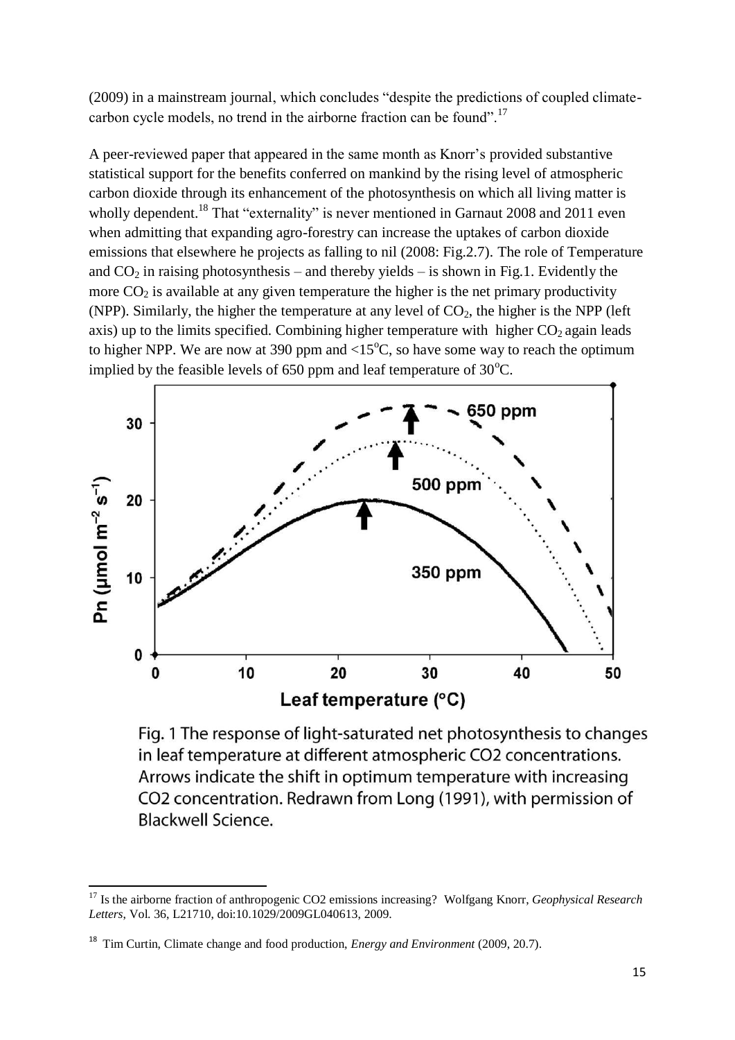(2009) in a mainstream journal, which concludes "despite the predictions of coupled climate-carbon cycle models, no trend in the airborne fraction can be found".[17]

A peer-reviewed paper that appeared in the same month as Knorr's provided substantive statistical support for the benefits conferred on mankind by the rising level of atmospheric carbon dioxide through its enhancement of the photosynthesis on which all living matter is wholly dependent.[18] That "externality" is never mentioned in Garnaut 2008 and 2011 even when admitting that expanding agro-forestry can increase the uptakes of carbon dioxide emissions that elsewhere he projects as falling to nil (2008: Fig.2.7). The role of Temperature and $CO_2$ in raising photosynthesis – and thereby yields – is shown in Fig.1. Evidently the more $CO_2$ is available at any given temperature the higher is the net primary productivity (NPP). Similarly, the higher the temperature at any level of $CO_2$, the higher is the NPP (left axis) up to the limits specified. Combining higher temperature with higher $CO_2$ again leads to higher NPP. We are now at 390 ppm and <15°C, so have some way to reach the optimum implied by the feasible levels of 650 ppm and leaf temperature of 30°C.

Fig. 1 The response of light-saturated net photosynthesis to changes in leaf temperature at different atmospheric CO2 concentrations. Arrows indicate the shift in optimum temperature with increasing CO2 concentration. Redrawn from Long (1991), with permission of Blackwell Science.

---

[17] Is the airborne fraction of anthropogenic CO2 emissions increasing? Wolfgang Knorr, *Geophysical Research Letters*, Vol. 36, L21710, doi:10.1029/2009GL040613, 2009.

[18] Tim Curtin, Climate change and food production, *Energy and Environment* (2009, 20.7).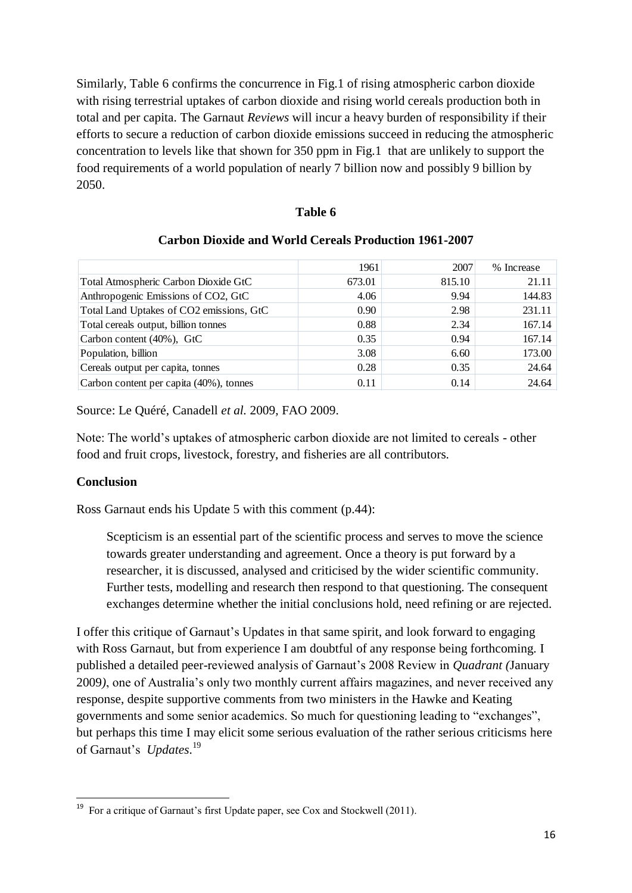Similarly, Table 6 confirms the concurrence in Fig.1 of rising atmospheric carbon dioxide with rising terrestrial uptakes of carbon dioxide and rising world cereals production both in total and per capita. The Garnaut *Reviews* will incur a heavy burden of responsibility if their efforts to secure a reduction of carbon dioxide emissions succeed in reducing the atmospheric concentration to levels like that shown for 350 ppm in Fig.1 that are unlikely to support the food requirements of a world population of nearly 7 billion now and possibly 9 billion by 2050.

**Table 6**

**Carbon Dioxide and World Cereals Production 1961-2007**

| | 1961 | 2007 | % Increase |
|---|---|---|---|
| Total Atmospheric Carbon Dioxide GtC | 673.01 | 815.10 | 21.11 |
| Anthropogenic Emissions of CO2, GtC | 4.06 | 9.94 | 144.83 |
| Total Land Uptakes of CO2 emissions, GtC | 0.90 | 2.98 | 231.11 |
| Total cereals output, billion tonnes | 0.88 | 2.34 | 167.14 |
| Carbon content (40%), GtC | 0.35 | 0.94 | 167.14 |
| Population, billion | 3.08 | 6.60 | 173.00 |
| Cereals output per capita, tonnes | 0.28 | 0.35 | 24.64 |
| Carbon content per capita (40%), tonnes | 0.11 | 0.14 | 24.64 |

Source: Le Quéré, Canadell *et al.* 2009, FAO 2009.

Note: The world's uptakes of atmospheric carbon dioxide are not limited to cereals - other food and fruit crops, livestock, forestry, and fisheries are all contributors.

**Conclusion**

Ross Garnaut ends his Update 5 with this comment (p.44):

> Scepticism is an essential part of the scientific process and serves to move the science towards greater understanding and agreement. Once a theory is put forward by a researcher, it is discussed, analysed and criticised by the wider scientific community. Further tests, modelling and research then respond to that questioning. The consequent exchanges determine whether the initial conclusions hold, need refining or are rejected.

I offer this critique of Garnaut's Updates in that same spirit, and look forward to engaging with Ross Garnaut, but from experience I am doubtful of any response being forthcoming. I published a detailed peer-reviewed analysis of Garnaut's 2008 Review in *Quadrant (*January 2009*)*, one of Australia's only two monthly current affairs magazines, and never received any response, despite supportive comments from two ministers in the Hawke and Keating governments and some senior academics. So much for questioning leading to "exchanges", but perhaps this time I may elicit some serious evaluation of the rather serious criticisms here of Garnaut's *Updates*.[19]

[19] For a critique of Garnaut's first Update paper, see Cox and Stockwell (2011).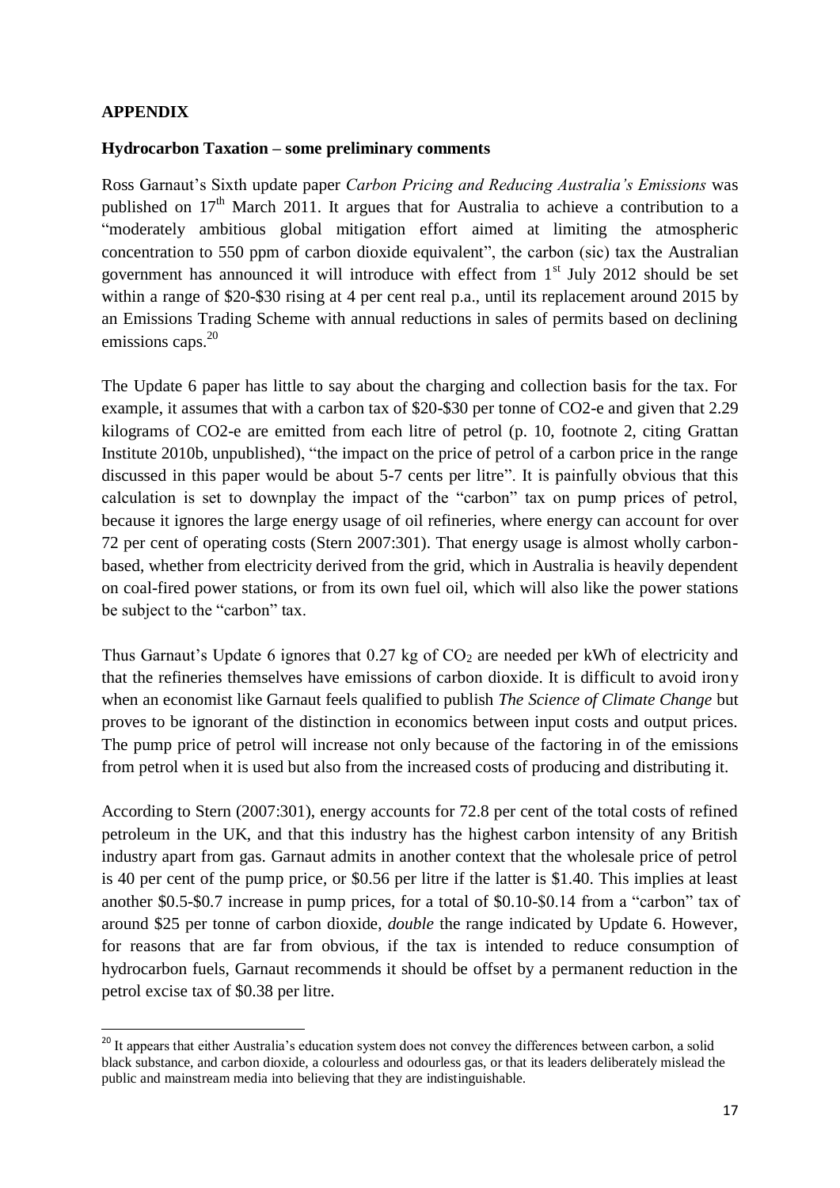**APPENDIX**

**Hydrocarbon Taxation – some preliminary comments**

Ross Garnaut's Sixth update paper *Carbon Pricing and Reducing Australia's Emissions* was published on 17th March 2011. It argues that for Australia to achieve a contribution to a "moderately ambitious global mitigation effort aimed at limiting the atmospheric concentration to 550 ppm of carbon dioxide equivalent", the carbon (sic) tax the Australian government has announced it will introduce with effect from 1st July 2012 should be set within a range of $20-$30 rising at 4 per cent real p.a., until its replacement around 2015 by an Emissions Trading Scheme with annual reductions in sales of permits based on declining emissions caps.[20]

The Update 6 paper has little to say about the charging and collection basis for the tax. For example, it assumes that with a carbon tax of $20-$30 per tonne of CO2-e and given that 2.29 kilograms of CO2-e are emitted from each litre of petrol (p. 10, footnote 2, citing Grattan Institute 2010b, unpublished), "the impact on the price of petrol of a carbon price in the range discussed in this paper would be about 5-7 cents per litre". It is painfully obvious that this calculation is set to downplay the impact of the "carbon" tax on pump prices of petrol, because it ignores the large energy usage of oil refineries, where energy can account for over 72 per cent of operating costs (Stern 2007:301). That energy usage is almost wholly carbon-based, whether from electricity derived from the grid, which in Australia is heavily dependent on coal-fired power stations, or from its own fuel oil, which will also like the power stations be subject to the "carbon" tax.

Thus Garnaut's Update 6 ignores that 0.27 kg of $CO_2$ are needed per kWh of electricity and that the refineries themselves have emissions of carbon dioxide. It is difficult to avoid irony when an economist like Garnaut feels qualified to publish *The Science of Climate Change* but proves to be ignorant of the distinction in economics between input costs and output prices. The pump price of petrol will increase not only because of the factoring in of the emissions from petrol when it is used but also from the increased costs of producing and distributing it.

According to Stern (2007:301), energy accounts for 72.8 per cent of the total costs of refined petroleum in the UK, and that this industry has the highest carbon intensity of any British industry apart from gas. Garnaut admits in another context that the wholesale price of petrol is 40 per cent of the pump price, or $0.56 per litre if the latter is $1.40. This implies at least another $0.5-$0.7 increase in pump prices, for a total of $0.10-$0.14 from a "carbon" tax of around $25 per tonne of carbon dioxide, *double* the range indicated by Update 6. However, for reasons that are far from obvious, if the tax is intended to reduce consumption of hydrocarbon fuels, Garnaut recommends it should be offset by a permanent reduction in the petrol excise tax of $0.38 per litre.

[20] It appears that either Australia's education system does not convey the differences between carbon, a solid black substance, and carbon dioxide, a colourless and odourless gas, or that its leaders deliberately mislead the public and mainstream media into believing that they are indistinguishable.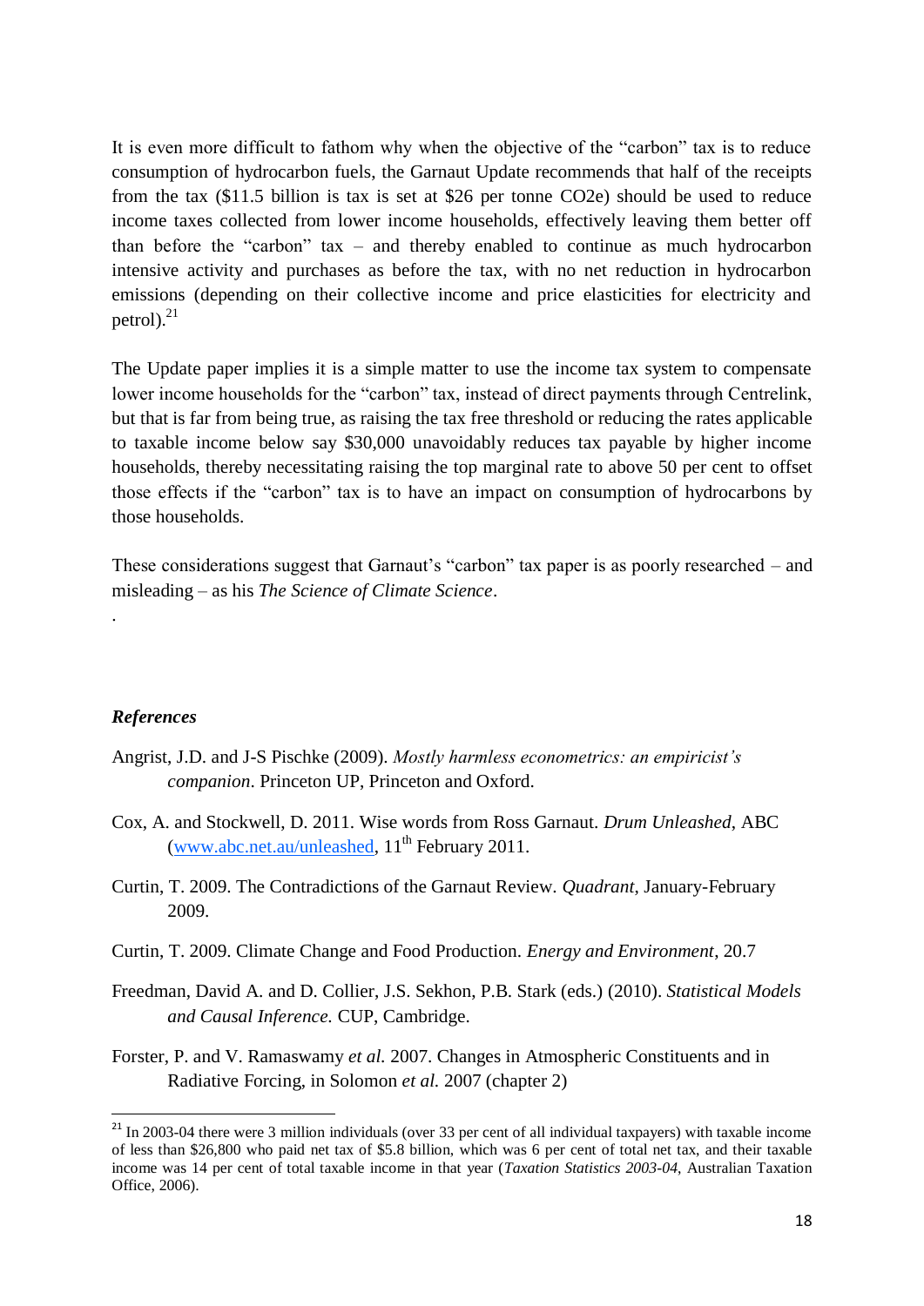It is even more difficult to fathom why when the objective of the "carbon" tax is to reduce consumption of hydrocarbon fuels, the Garnaut Update recommends that half of the receipts from the tax ($11.5 billion is tax is set at $26 per tonne CO2e) should be used to reduce income taxes collected from lower income households, effectively leaving them better off than before the "carbon" tax – and thereby enabled to continue as much hydrocarbon intensive activity and purchases as before the tax, with no net reduction in hydrocarbon emissions (depending on their collective income and price elasticities for electricity and petrol).[21]

The Update paper implies it is a simple matter to use the income tax system to compensate lower income households for the "carbon" tax, instead of direct payments through Centrelink, but that is far from being true, as raising the tax free threshold or reducing the rates applicable to taxable income below say $30,000 unavoidably reduces tax payable by higher income households, thereby necessitating raising the top marginal rate to above 50 per cent to offset those effects if the "carbon" tax is to have an impact on consumption of hydrocarbons by those households.

These considerations suggest that Garnaut's "carbon" tax paper is as poorly researched – and misleading – as his *The Science of Climate Science*.

.

### *References*

Angrist, J.D. and J-S Pischke (2009). *Mostly harmless econometrics: an empiricist's companion*. Princeton UP, Princeton and Oxford.

Cox, A. and Stockwell, D. 2011. Wise words from Ross Garnaut. *Drum Unleashed*, ABC (www.abc.net.au/unleashed, 11th February 2011.

Curtin, T. 2009. The Contradictions of the Garnaut Review. *Quadrant*, January-February 2009.

Curtin, T. 2009. Climate Change and Food Production. *Energy and Environment*, 20.7

Freedman, David A. and D. Collier, J.S. Sekhon, P.B. Stark (eds.) (2010). *Statistical Models and Causal Inference.* CUP, Cambridge.

Forster, P. and V. Ramaswamy *et al.* 2007. Changes in Atmospheric Constituents and in Radiative Forcing, in Solomon *et al.* 2007 (chapter 2)

---

[21] In 2003-04 there were 3 million individuals (over 33 per cent of all individual taxpayers) with taxable income of less than $26,800 who paid net tax of $5.8 billion, which was 6 per cent of total net tax, and their taxable income was 14 per cent of total taxable income in that year (*Taxation Statistics 2003-04*, Australian Taxation Office, 2006).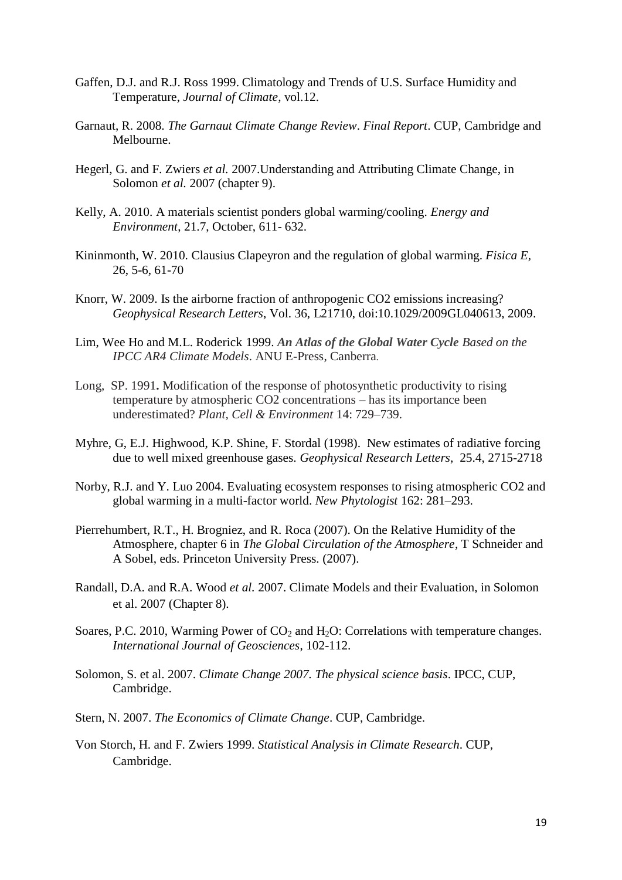Gaffen, D.J. and R.J. Ross 1999. Climatology and Trends of U.S. Surface Humidity and Temperature, *Journal of Climate*, vol.12.

Garnaut, R. 2008. *The Garnaut Climate Change Review*. *Final Report*. CUP, Cambridge and Melbourne.

Hegerl, G. and F. Zwiers *et al.* 2007.Understanding and Attributing Climate Change, in Solomon *et al.* 2007 (chapter 9).

Kelly, A. 2010. A materials scientist ponders global warming/cooling. *Energy and Environment*, 21.7, October, 611- 632.

Kininmonth, W. 2010. Clausius Clapeyron and the regulation of global warming. *Fisica E*, 26, 5-6, 61-70

Knorr, W. 2009. Is the airborne fraction of anthropogenic CO2 emissions increasing? *Geophysical Research Letters*, Vol. 36, L21710, doi:10.1029/2009GL040613, 2009.

Lim, Wee Ho and M.L. Roderick 1999. ***An Atlas of the Global Water Cycle** Based on the IPCC AR4 Climate Models*. ANU E-Press, Canberra.

Long, SP. 1991**.** Modification of the response of photosynthetic productivity to rising temperature by atmospheric CO2 concentrations – has its importance been underestimated? *Plant, Cell & Environment* 14: 729–739.

Myhre, G, E.J. Highwood, K.P. Shine, F. Stordal (1998). New estimates of radiative forcing due to well mixed greenhouse gases. *Geophysical Research Letters*, 25.4, 2715-2718

Norby, R.J. and Y. Luo 2004. Evaluating ecosystem responses to rising atmospheric CO2 and global warming in a multi-factor world. *New Phytologist* 162: 281–293.

Pierrehumbert, R.T., H. Brogniez, and R. Roca (2007). On the Relative Humidity of the Atmosphere, chapter 6 in *The Global Circulation of the Atmosphere*, T Schneider and A Sobel, eds. Princeton University Press. (2007).

Randall, D.A. and R.A. Wood *et al*. 2007. Climate Models and their Evaluation, in Solomon et al. 2007 (Chapter 8).

Soares, P.C. 2010, Warming Power of $CO_2$ and $H_2O$: Correlations with temperature changes. *International Journal of Geosciences*, 102-112.

Solomon, S. et al. 2007. *Climate Change 2007. The physical science basis*. IPCC, CUP, Cambridge.

Stern, N. 2007. *The Economics of Climate Change*. CUP, Cambridge.

Von Storch, H. and F. Zwiers 1999. *Statistical Analysis in Climate Research*. CUP, Cambridge.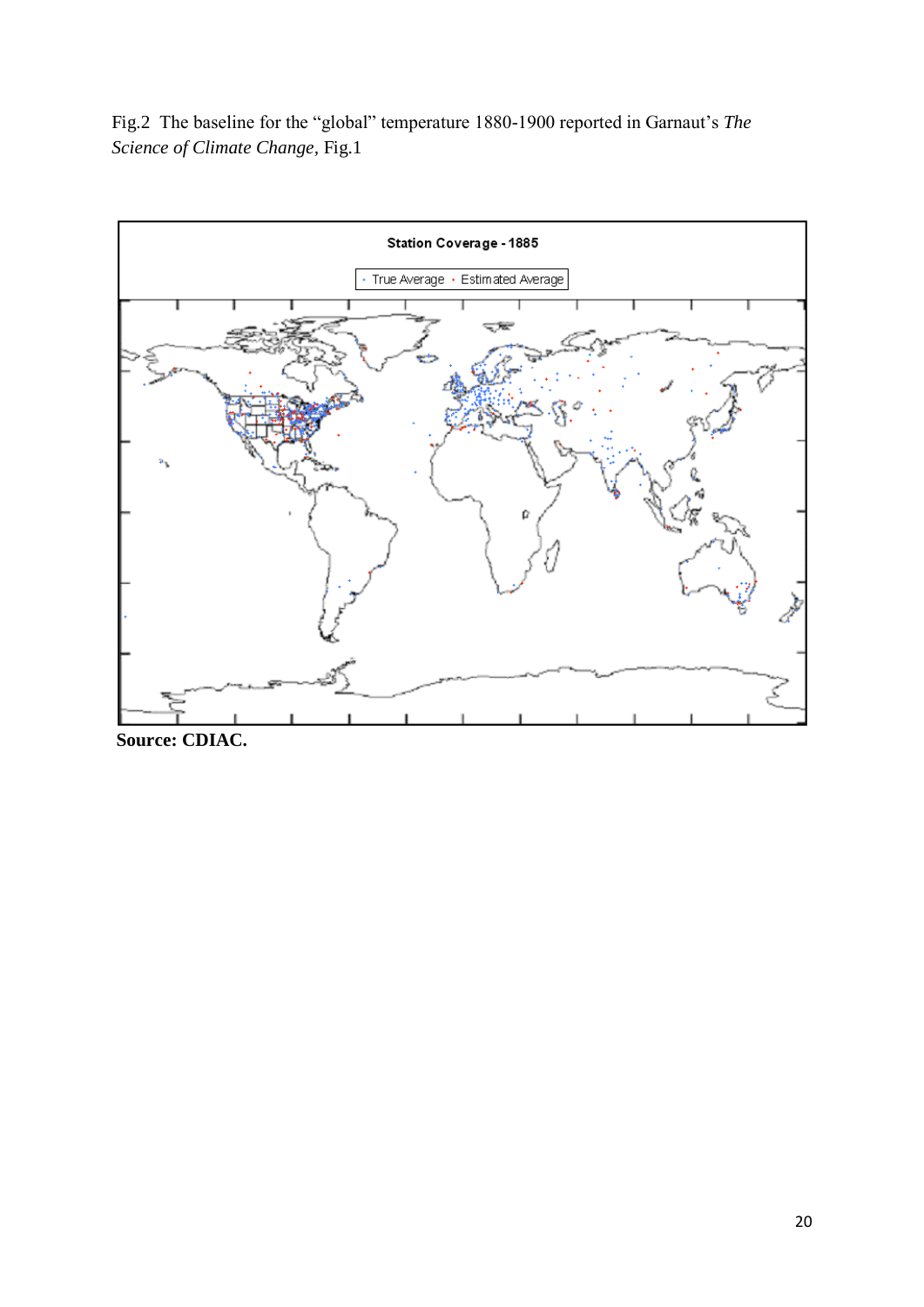Fig.2 The baseline for the "global" temperature 1880-1900 reported in Garnaut's *The Science of Climate Change*, Fig.1

**Source: CDIAC.**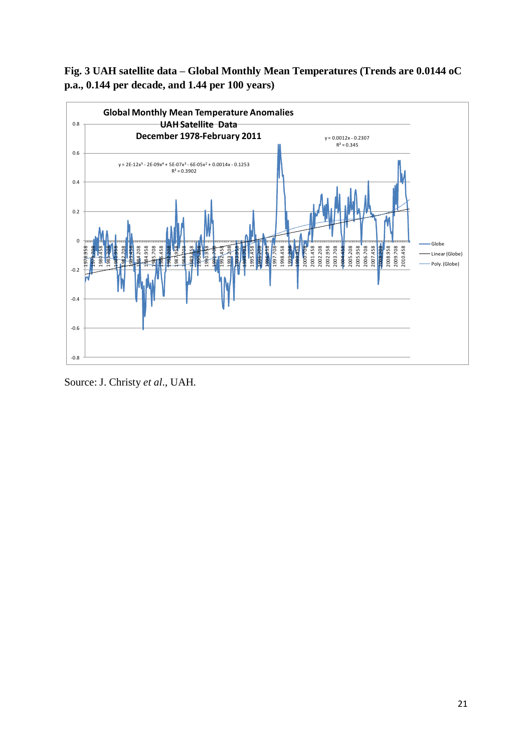**Fig. 3 UAH satellite data – Global Monthly Mean Temperatures (Trends are 0.0144 oC p.a., 0.144 per decade, and 1.44 per 100 years)**

Source: J. Christy *et al*., UAH.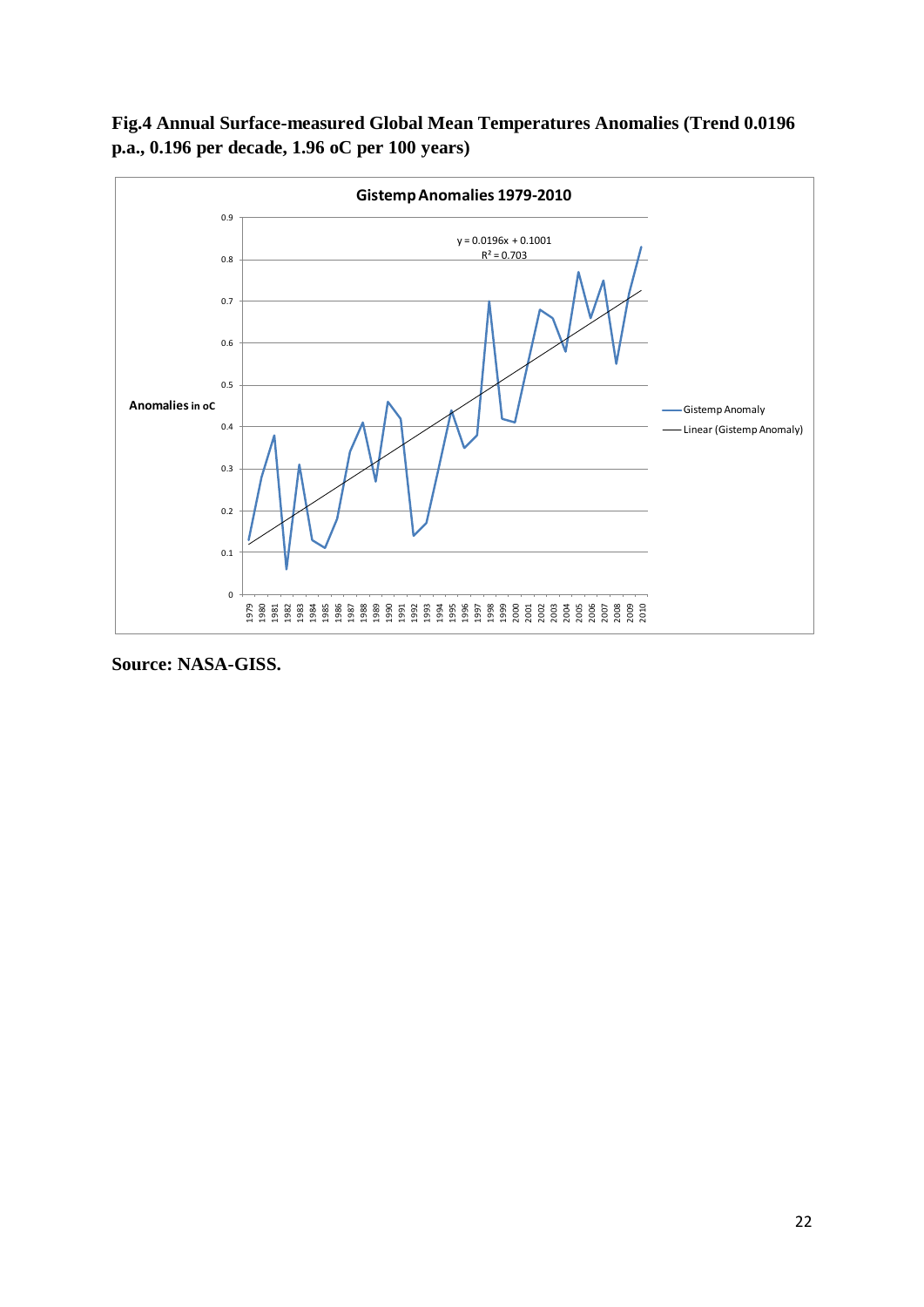**Fig.4 Annual Surface-measured Global Mean Temperatures Anomalies (Trend 0.0196 p.a., 0.196 per decade, 1.96 oC per 100 years)**

**Source: NASA-GISS.**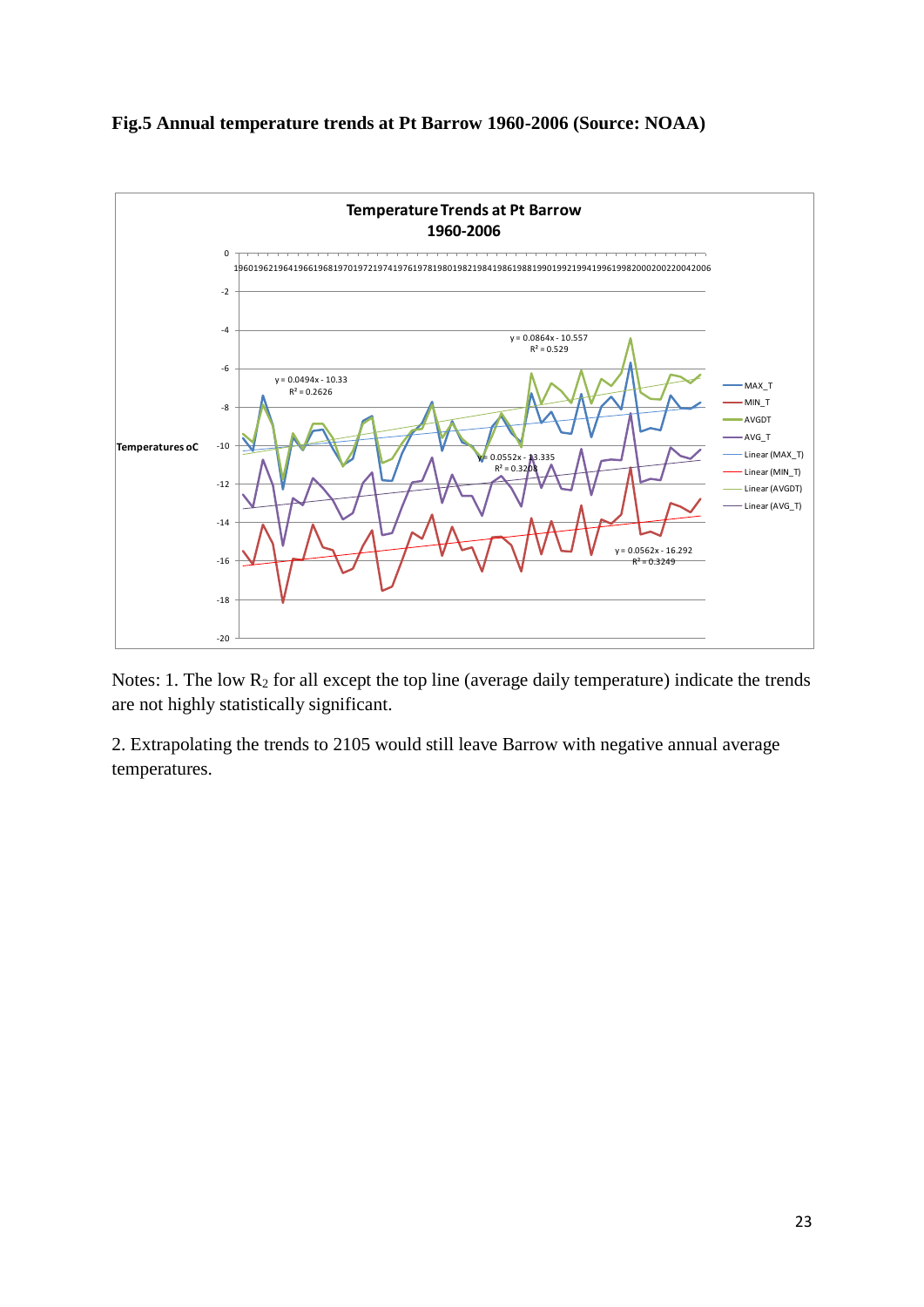**Fig.5 Annual temperature trends at Pt Barrow 1960-2006 (Source: NOAA)**

Notes: 1. The low $R_2$ for all except the top line (average daily temperature) indicate the trends are not highly statistically significant.

2. Extrapolating the trends to 2105 would still leave Barrow with negative annual average temperatures.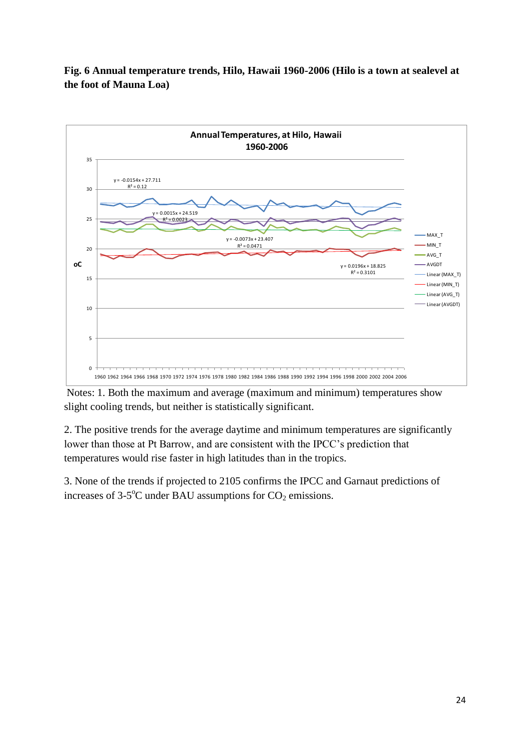**Fig. 6 Annual temperature trends, Hilo, Hawaii 1960-2006 (Hilo is a town at sealevel at the foot of Mauna Loa)**

Notes: 1. Both the maximum and average (maximum and minimum) temperatures show slight cooling trends, but neither is statistically significant.

2. The positive trends for the average daytime and minimum temperatures are significantly lower than those at Pt Barrow, and are consistent with the IPCC's prediction that temperatures would rise faster in high latitudes than in the tropics.

3. None of the trends if projected to 2105 confirms the IPCC and Garnaut predictions of increases of 3-5°C under BAU assumptions for $CO_2$ emissions.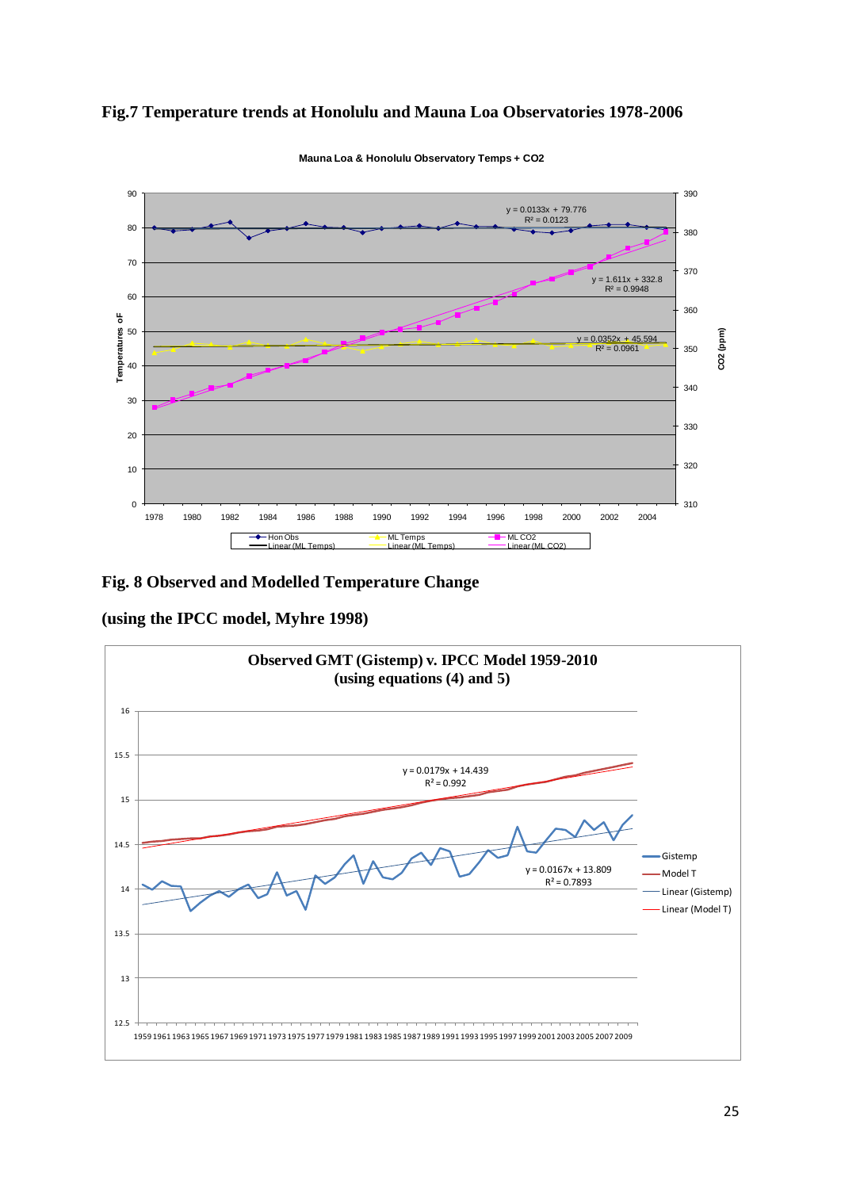**Fig.7 Temperature trends at Honolulu and Mauna Loa Observatories 1978-2006**

**Fig. 8 Observed and Modelled Temperature Change**

**(using the IPCC model, Myhre 1998)**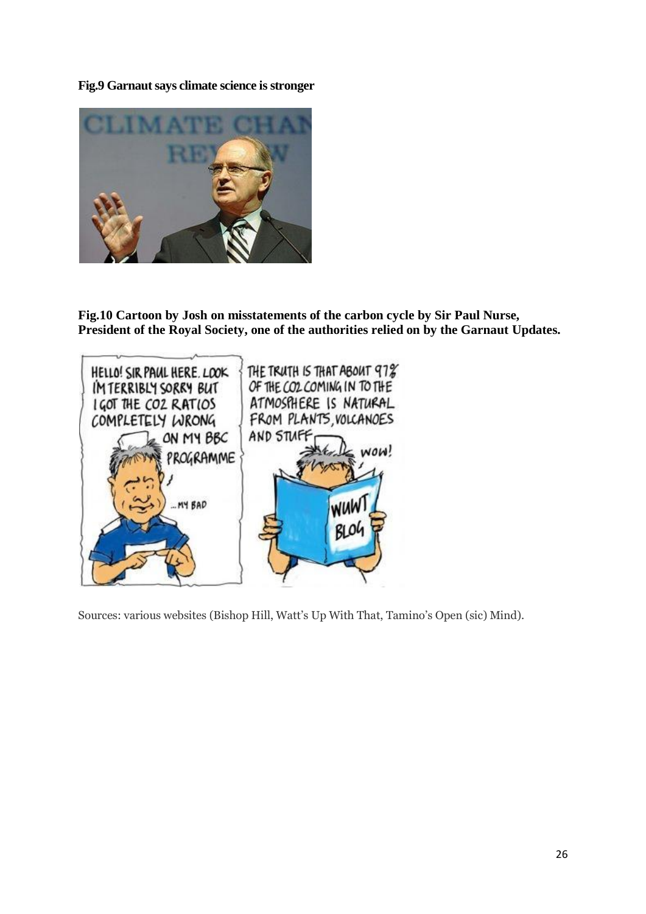**Fig.9 Garnaut says climate science is stronger**

**Fig.10 Cartoon by Josh on misstatements of the carbon cycle by Sir Paul Nurse, President of the Royal Society, one of the authorities relied on by the Garnaut Updates.**

Sources: various websites (Bishop Hill, Watt's Up With That, Tamino's Open (sic) Mind).